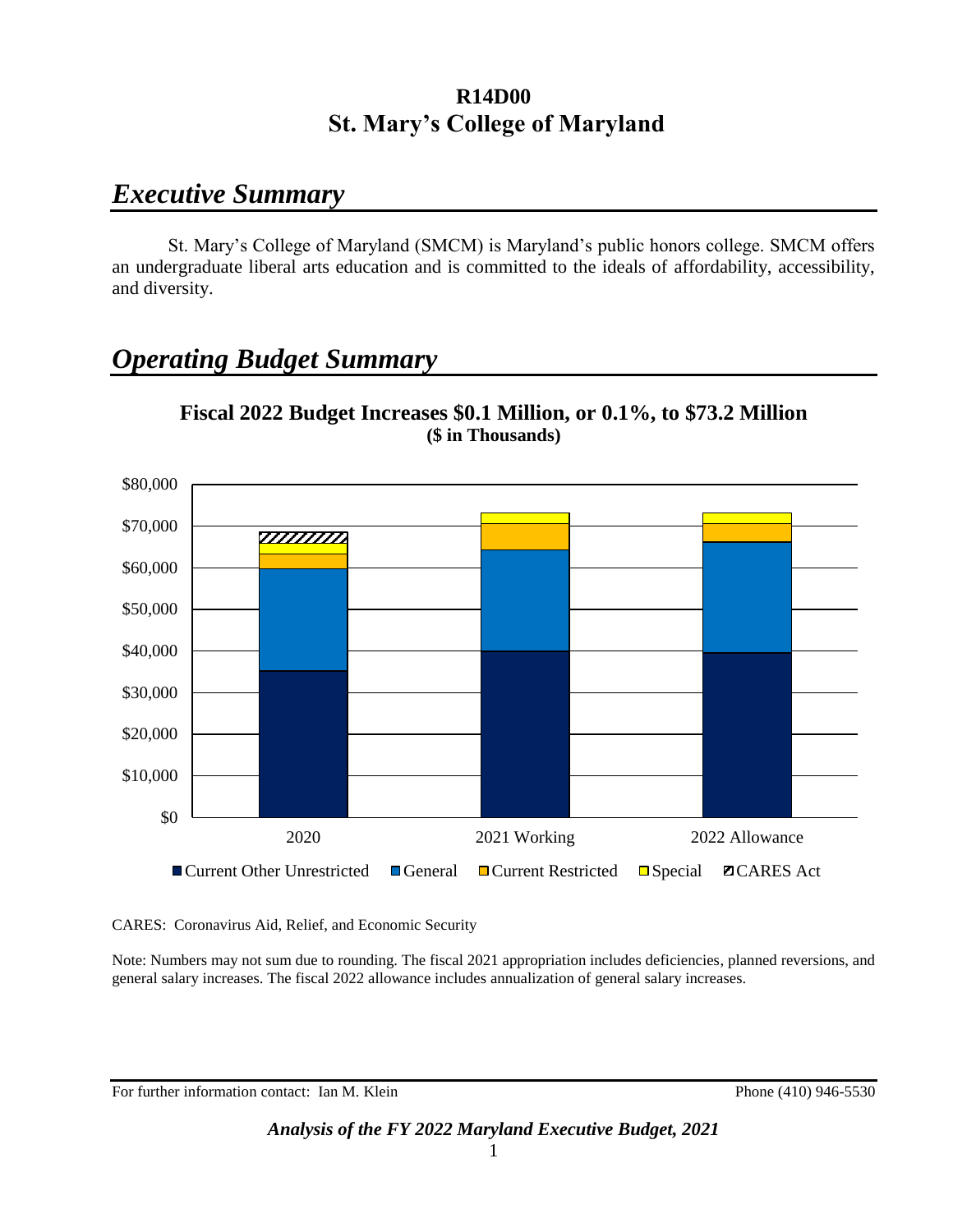# R14D00
# St. Mary's College of Maryland

## *Executive Summary*

St. Mary's College of Maryland (SMCM) is Maryland's public honors college. SMCM offers an undergraduate liberal arts education and is committed to the ideals of affordability, accessibility, and diversity.

## *Operating Budget Summary*

**Fiscal 2022 Budget Increases $0.1 Million, or 0.1%, to $73.2 Million**
**($ in Thousands)**

CARES: Coronavirus Aid, Relief, and Economic Security

Note: Numbers may not sum due to rounding. The fiscal 2021 appropriation includes deficiencies, planned reversions, and general salary increases. The fiscal 2022 allowance includes annualization of general salary increases.

For further information contact: Ian M. Klein Phone (410) 946-5530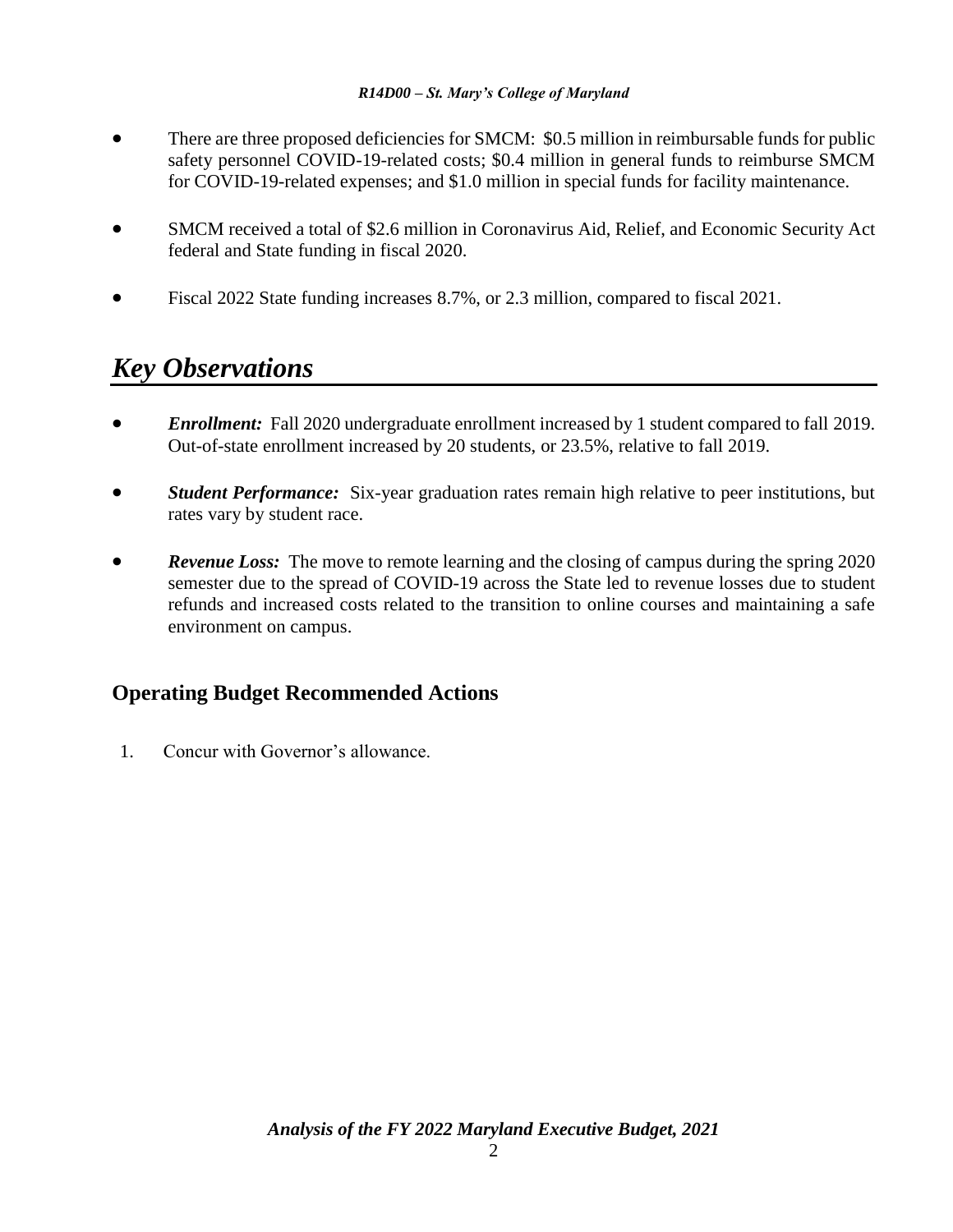- There are three proposed deficiencies for SMCM: $0.5 million in reimbursable funds for public safety personnel COVID-19-related costs; $0.4 million in general funds to reimburse SMCM for COVID-19-related expenses; and $1.0 million in special funds for facility maintenance.

- SMCM received a total of $2.6 million in Coronavirus Aid, Relief, and Economic Security Act federal and State funding in fiscal 2020.

- Fiscal 2022 State funding increases 8.7%, or 2.3 million, compared to fiscal 2021.

# *Key Observations*

- ***Enrollment:*** Fall 2020 undergraduate enrollment increased by 1 student compared to fall 2019. Out-of-state enrollment increased by 20 students, or 23.5%, relative to fall 2019.

- ***Student Performance:*** Six-year graduation rates remain high relative to peer institutions, but rates vary by student race.

- ***Revenue Loss:*** The move to remote learning and the closing of campus during the spring 2020 semester due to the spread of COVID-19 across the State led to revenue losses due to student refunds and increased costs related to the transition to online courses and maintaining a safe environment on campus.

## Operating Budget Recommended Actions

1. Concur with Governor's allowance.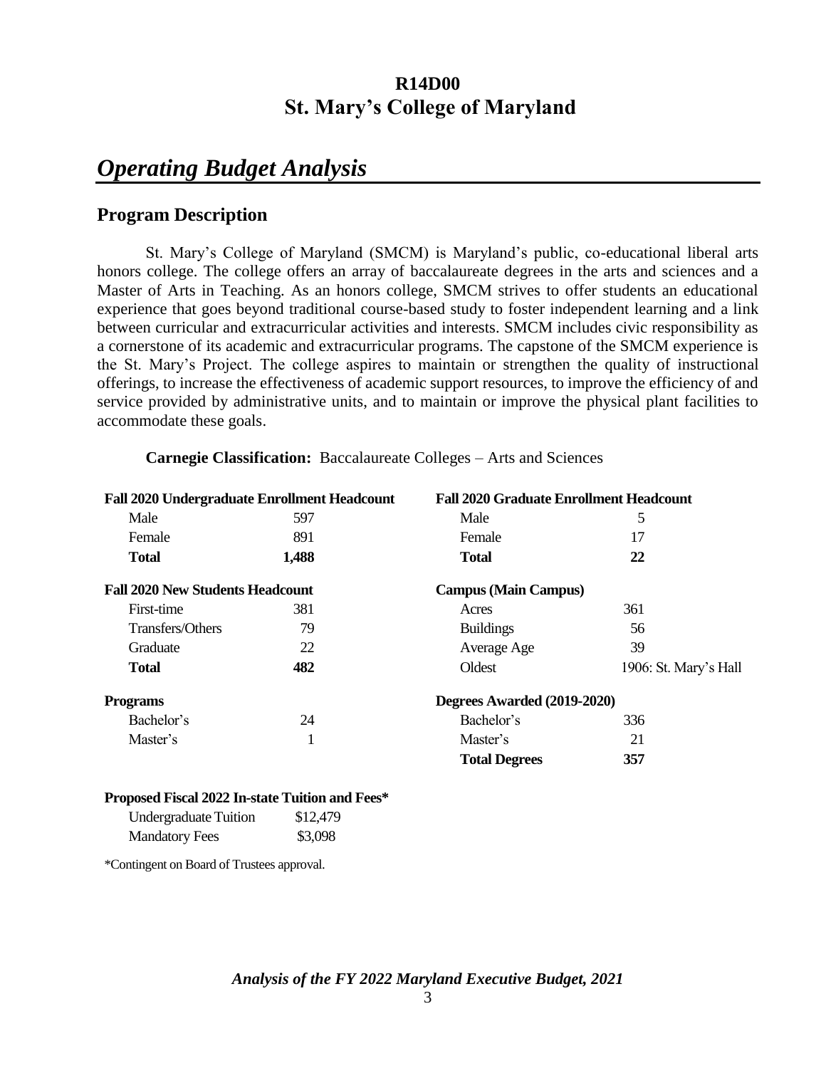# R14D00
# St. Mary's College of Maryland

## *Operating Budget Analysis*

### Program Description

St. Mary's College of Maryland (SMCM) is Maryland's public, co-educational liberal arts honors college. The college offers an array of baccalaureate degrees in the arts and sciences and a Master of Arts in Teaching. As an honors college, SMCM strives to offer students an educational experience that goes beyond traditional course-based study to foster independent learning and a link between curricular and extracurricular activities and interests. SMCM includes civic responsibility as a cornerstone of its academic and extracurricular programs. The capstone of the SMCM experience is the St. Mary's Project. The college aspires to maintain or strengthen the quality of instructional offerings, to increase the effectiveness of academic support resources, to improve the efficiency of and service provided by administrative units, and to maintain or improve the physical plant facilities to accommodate these goals.

**Carnegie Classification:** Baccalaureate Colleges – Arts and Sciences

| **Fall 2020 Undergraduate Enrollment Headcount** | | **Fall 2020 Graduate Enrollment Headcount** | |
|---|---|---|---|
| Male | 597 | Male | 5 |
| Female | 891 | Female | 17 |
| **Total** | **1,488** | **Total** | **22** |
| **Fall 2020 New Students Headcount** | | **Campus (Main Campus)** | |
| First-time | 381 | Acres | 361 |
| Transfers/Others | 79 | Buildings | 56 |
| Graduate | 22 | Average Age | 39 |
| **Total** | **482** | Oldest | 1906: St. Mary's Hall |
| **Programs** | | **Degrees Awarded (2019-2020)** | |
| Bachelor's | 24 | Bachelor's | 336 |
| Master's | 1 | Master's | 21 |
| | | **Total Degrees** | **357** |

**Proposed Fiscal 2022 In-state Tuition and Fees***

| | |
|---|---|
| Undergraduate Tuition | $12,479 |
| Mandatory Fees | $3,098 |

*Contingent on Board of Trustees approval.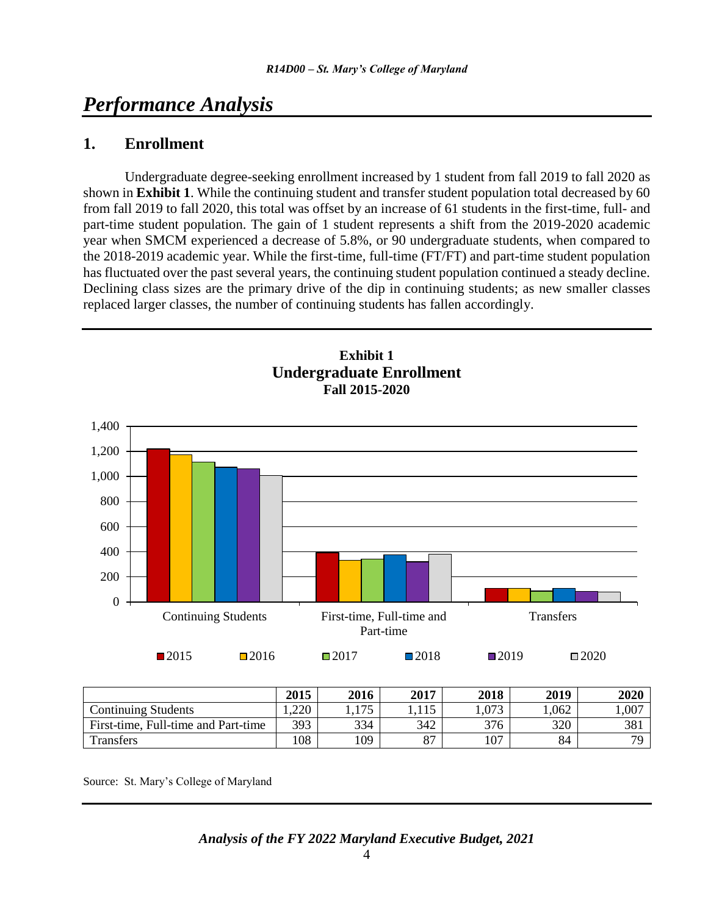# Performance Analysis

## 1. Enrollment

Undergraduate degree-seeking enrollment increased by 1 student from fall 2019 to fall 2020 as shown in **Exhibit 1**. While the continuing student and transfer student population total decreased by 60 from fall 2019 to fall 2020, this total was offset by an increase of 61 students in the first-time, full- and part-time student population. The gain of 1 student represents a shift from the 2019-2020 academic year when SMCM experienced a decrease of 5.8%, or 90 undergraduate students, when compared to the 2018-2019 academic year. While the first-time, full-time (FT/FT) and part-time student population has fluctuated over the past several years, the continuing student population continued a steady decline. Declining class sizes are the primary drive of the dip in continuing students; as new smaller classes replaced larger classes, the number of continuing students has fallen accordingly.

**Exhibit 1**
**Undergraduate Enrollment**
**Fall 2015-2020**

| | 2015 | 2016 | 2017 | 2018 | 2019 | 2020 |
|---|---|---|---|---|---|---|
| Continuing Students | 1,220 | 1,175 | 1,115 | 1,073 | 1,062 | 1,007 |
| First-time, Full-time and Part-time | 393 | 334 | 342 | 376 | 320 | 381 |
| Transfers | 108 | 109 | 87 | 107 | 84 | 79 |

Source: St. Mary's College of Maryland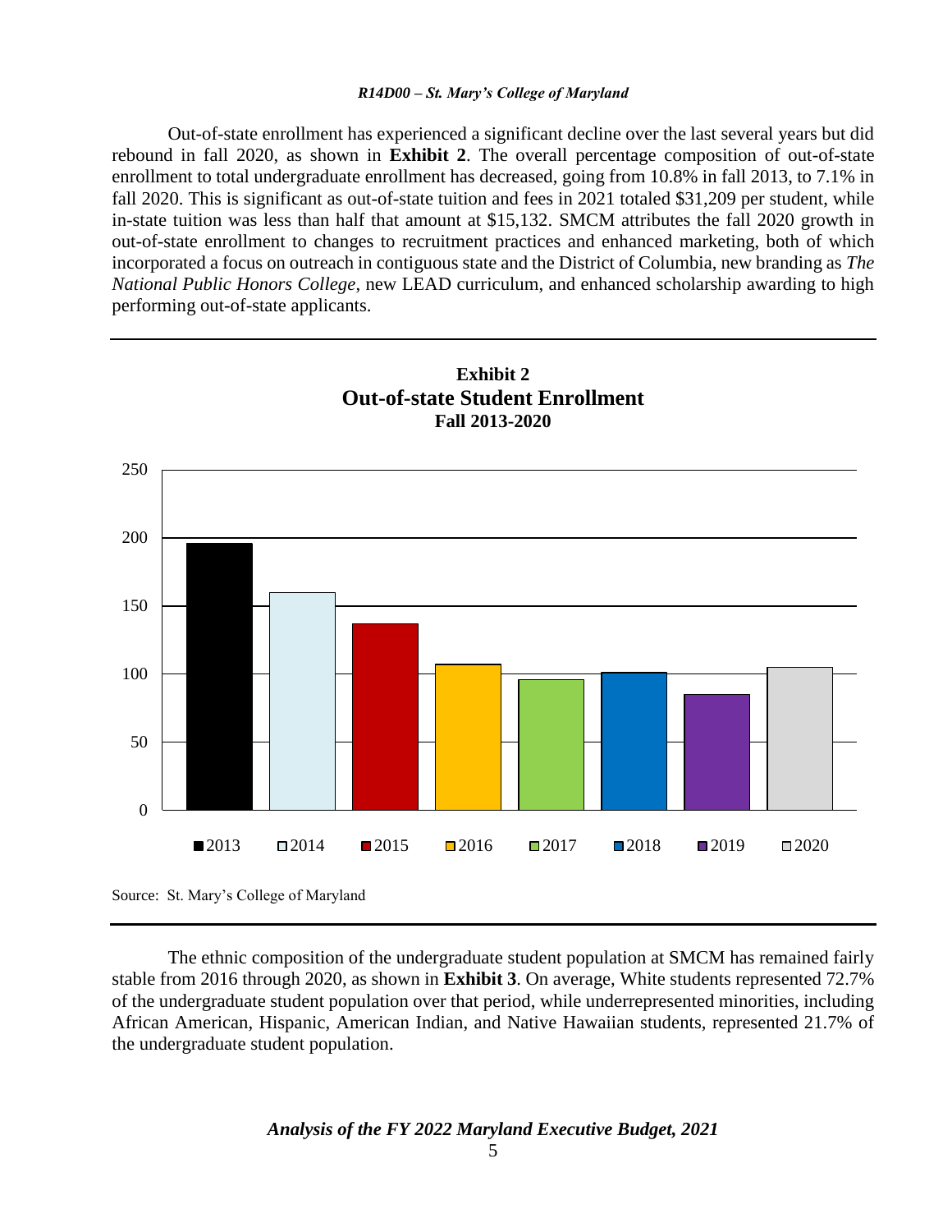Out-of-state enrollment has experienced a significant decline over the last several years but did rebound in fall 2020, as shown in **Exhibit 2**. The overall percentage composition of out-of-state enrollment to total undergraduate enrollment has decreased, going from 10.8% in fall 2013, to 7.1% in fall 2020. This is significant as out-of-state tuition and fees in 2021 totaled $31,209 per student, while in-state tuition was less than half that amount at $15,132. SMCM attributes the fall 2020 growth in out-of-state enrollment to changes to recruitment practices and enhanced marketing, both of which incorporated a focus on outreach in contiguous state and the District of Columbia, new branding as *The National Public Honors College*, new LEAD curriculum, and enhanced scholarship awarding to high performing out-of-state applicants.

**Exhibit 2**
**Out-of-state Student Enrollment**
**Fall 2013-2020**

Source: St. Mary's College of Maryland

The ethnic composition of the undergraduate student population at SMCM has remained fairly stable from 2016 through 2020, as shown in **Exhibit 3**. On average, White students represented 72.7% of the undergraduate student population over that period, while underrepresented minorities, including African American, Hispanic, American Indian, and Native Hawaiian students, represented 21.7% of the undergraduate student population.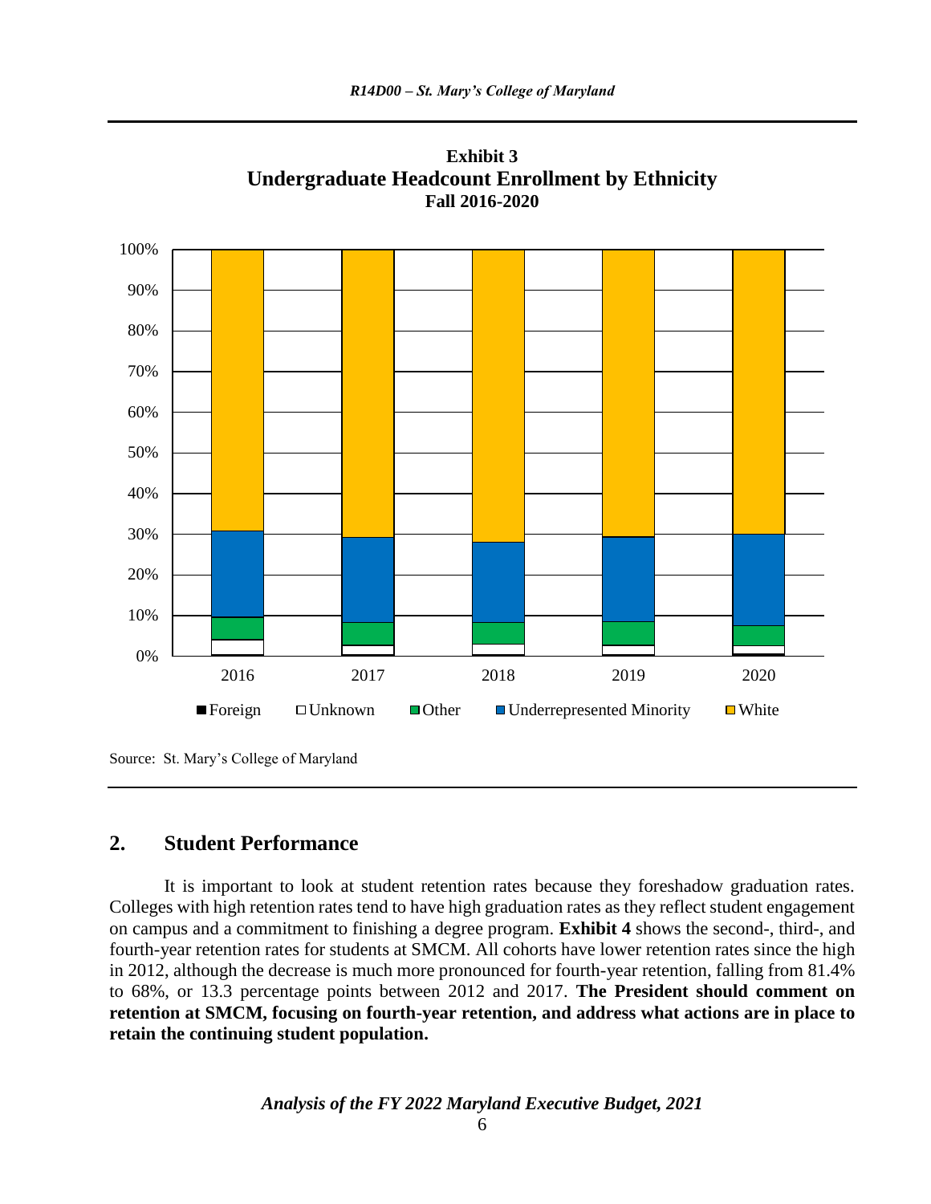**Exhibit 3**
**Undergraduate Headcount Enrollment by Ethnicity**
**Fall 2016-2020**

Source: St. Mary's College of Maryland

## 2. Student Performance

It is important to look at student retention rates because they foreshadow graduation rates. Colleges with high retention rates tend to have high graduation rates as they reflect student engagement on campus and a commitment to finishing a degree program. **Exhibit 4** shows the second-, third-, and fourth-year retention rates for students at SMCM. All cohorts have lower retention rates since the high in 2012, although the decrease is much more pronounced for fourth-year retention, falling from 81.4% to 68%, or 13.3 percentage points between 2012 and 2017. **The President should comment on retention at SMCM, focusing on fourth-year retention, and address what actions are in place to retain the continuing student population.**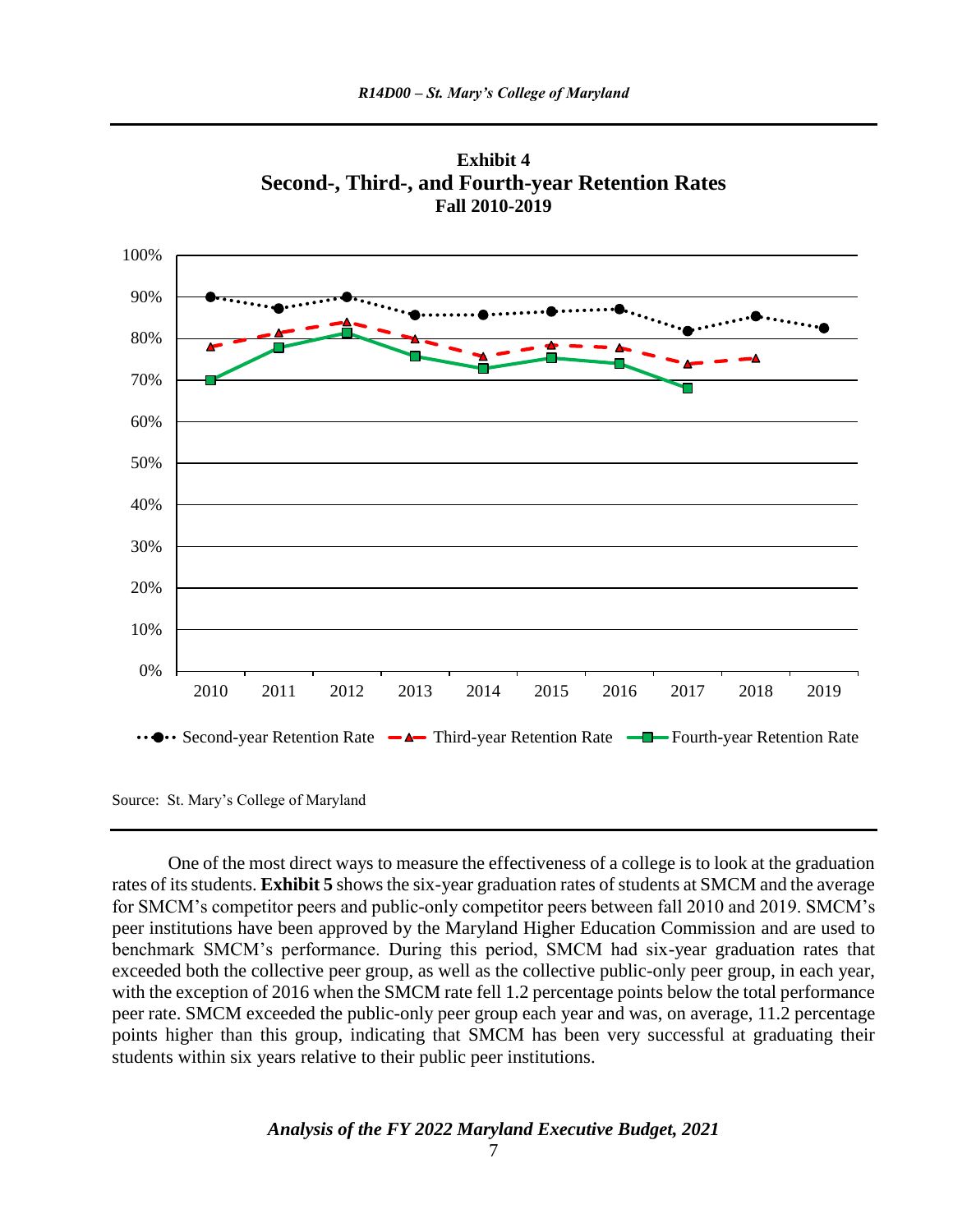**Exhibit 4**
**Second-, Third-, and Fourth-year Retention Rates**
**Fall 2010-2019**

Source: St. Mary's College of Maryland

One of the most direct ways to measure the effectiveness of a college is to look at the graduation rates of its students. **Exhibit 5** shows the six-year graduation rates of students at SMCM and the average for SMCM's competitor peers and public-only competitor peers between fall 2010 and 2019. SMCM's peer institutions have been approved by the Maryland Higher Education Commission and are used to benchmark SMCM's performance. During this period, SMCM had six-year graduation rates that exceeded both the collective peer group, as well as the collective public-only peer group, in each year, with the exception of 2016 when the SMCM rate fell 1.2 percentage points below the total performance peer rate. SMCM exceeded the public-only peer group each year and was, on average, 11.2 percentage points higher than this group, indicating that SMCM has been very successful at graduating their students within six years relative to their public peer institutions.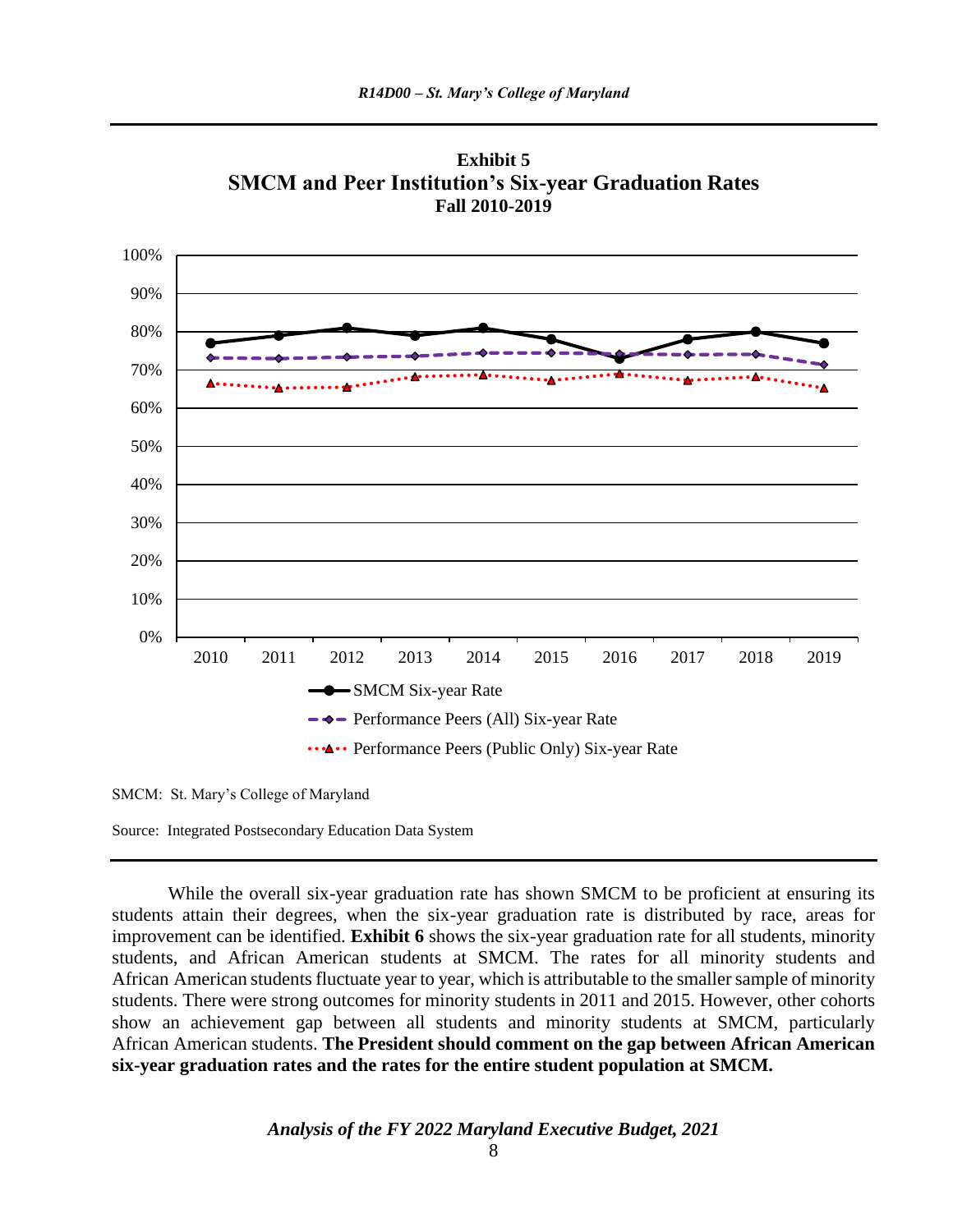**Exhibit 5**
**SMCM and Peer Institution's Six-year Graduation Rates**
**Fall 2010-2019**

SMCM: St. Mary's College of Maryland

Source: Integrated Postsecondary Education Data System

While the overall six-year graduation rate has shown SMCM to be proficient at ensuring its students attain their degrees, when the six-year graduation rate is distributed by race, areas for improvement can be identified. **Exhibit 6** shows the six-year graduation rate for all students, minority students, and African American students at SMCM. The rates for all minority students and African American students fluctuate year to year, which is attributable to the smaller sample of minority students. There were strong outcomes for minority students in 2011 and 2015. However, other cohorts show an achievement gap between all students and minority students at SMCM, particularly African American students. **The President should comment on the gap between African American six-year graduation rates and the rates for the entire student population at SMCM.**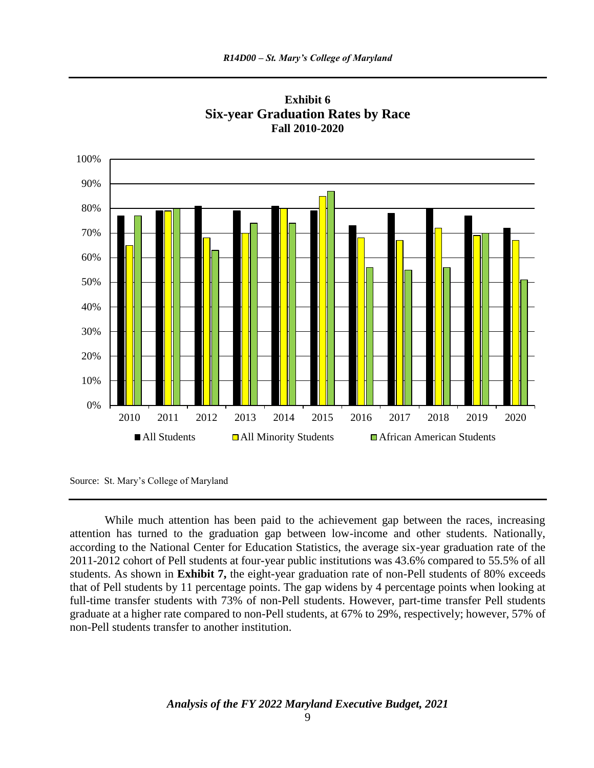**Exhibit 6**
**Six-year Graduation Rates by Race**
**Fall 2010-2020**

Source: St. Mary's College of Maryland

While much attention has been paid to the achievement gap between the races, increasing attention has turned to the graduation gap between low-income and other students. Nationally, according to the National Center for Education Statistics, the average six-year graduation rate of the 2011-2012 cohort of Pell students at four-year public institutions was 43.6% compared to 55.5% of all students. As shown in **Exhibit 7,** the eight-year graduation rate of non-Pell students of 80% exceeds that of Pell students by 11 percentage points. The gap widens by 4 percentage points when looking at full-time transfer students with 73% of non-Pell students. However, part-time transfer Pell students graduate at a higher rate compared to non-Pell students, at 67% to 29%, respectively; however, 57% of non-Pell students transfer to another institution.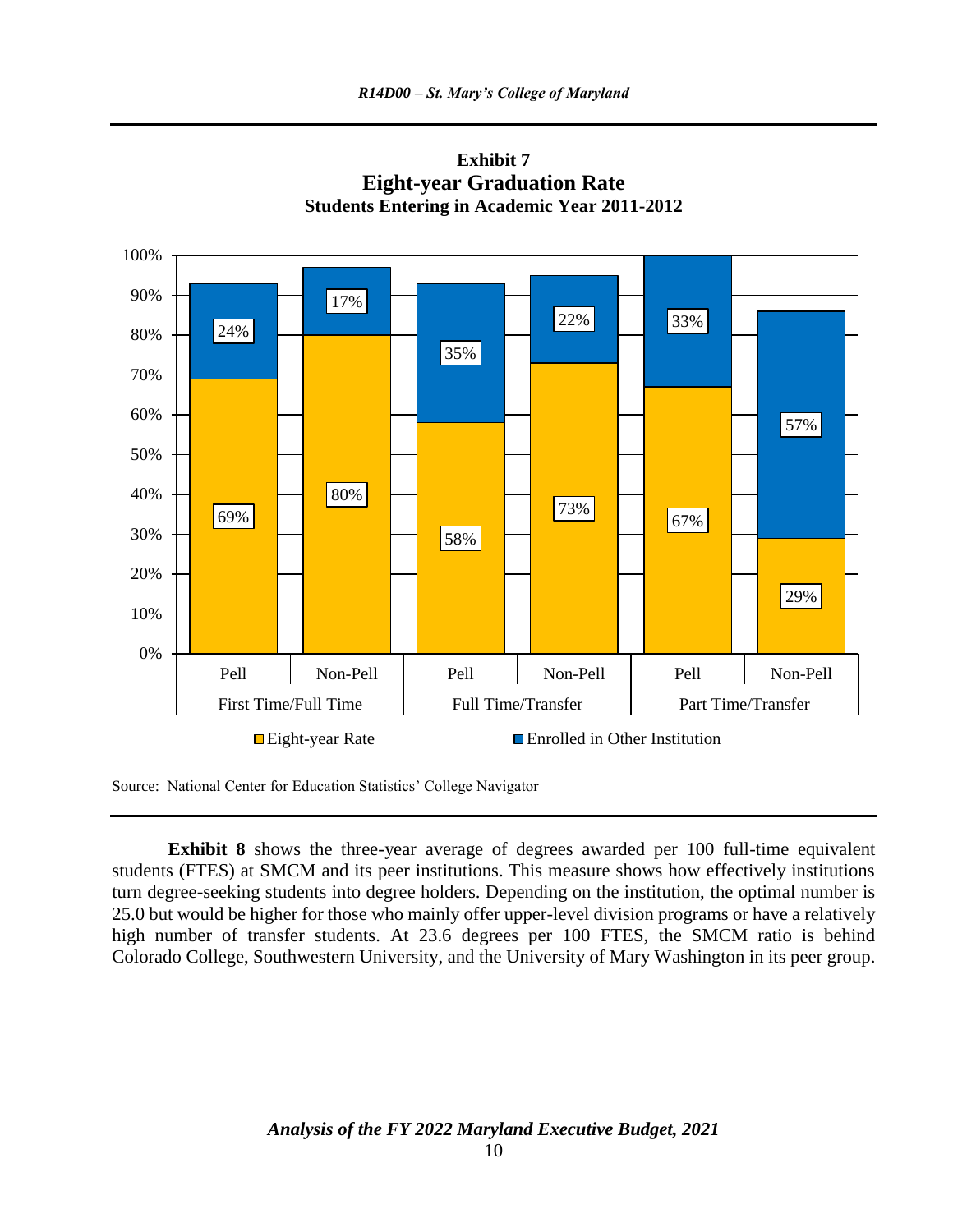**Exhibit 7**
**Eight-year Graduation Rate**
**Students Entering in Academic Year 2011-2012**

| | First Time/Full Time | | Full Time/Transfer | | Part Time/Transfer | |
|---|---|---|---|---|---|---|
| | Pell | Non-Pell | Pell | Non-Pell | Pell | Non-Pell |
| Eight-year Rate | 69% | 80% | 58% | 73% | 67% | 29% |
| Enrolled in Other Institution | 24% | 17% | 35% | 22% | 33% | 57% |

Source: National Center for Education Statistics' College Navigator

**Exhibit 8** shows the three-year average of degrees awarded per 100 full-time equivalent students (FTES) at SMCM and its peer institutions. This measure shows how effectively institutions turn degree-seeking students into degree holders. Depending on the institution, the optimal number is 25.0 but would be higher for those who mainly offer upper-level division programs or have a relatively high number of transfer students. At 23.6 degrees per 100 FTES, the SMCM ratio is behind Colorado College, Southwestern University, and the University of Mary Washington in its peer group.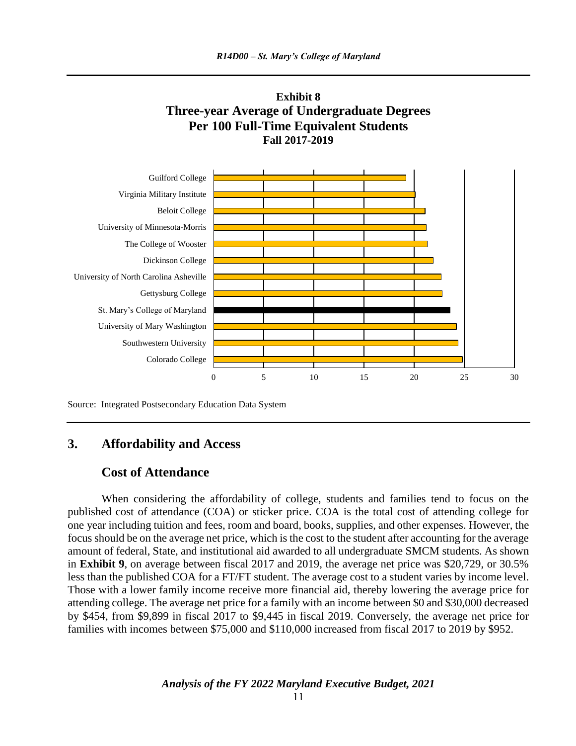**Exhibit 8**
**Three-year Average of Undergraduate Degrees Per 100 Full-Time Equivalent Students**
**Fall 2017-2019**

| Institution | Degrees per 100 FTE (approx.) |
|---|---|
| Guilford College | 19.2 |
| Virginia Military Institute | 20.1 |
| Beloit College | 21.1 |
| University of Minnesota-Morris | 21.2 |
| The College of Wooster | 21.3 |
| Dickinson College | 21.9 |
| University of North Carolina Asheville | 22.7 |
| Gettysburg College | 22.8 |
| St. Mary's College of Maryland | 23.6 |
| University of Mary Washington | 24.2 |
| Southwestern University | 24.4 |
| Colorado College | 24.8 |

Source: Integrated Postsecondary Education Data System

## 3. Affordability and Access

### Cost of Attendance

When considering the affordability of college, students and families tend to focus on the published cost of attendance (COA) or sticker price. COA is the total cost of attending college for one year including tuition and fees, room and board, books, supplies, and other expenses. However, the focus should be on the average net price, which is the cost to the student after accounting for the average amount of federal, State, and institutional aid awarded to all undergraduate SMCM students. As shown in **Exhibit 9**, on average between fiscal 2017 and 2019, the average net price was $20,729, or 30.5% less than the published COA for a FT/FT student. The average cost to a student varies by income level. Those with a lower family income receive more financial aid, thereby lowering the average price for attending college. The average net price for a family with an income between $0 and $30,000 decreased by $454, from $9,899 in fiscal 2017 to $9,445 in fiscal 2019. Conversely, the average net price for families with incomes between $75,000 and $110,000 increased from fiscal 2017 to 2019 by $952.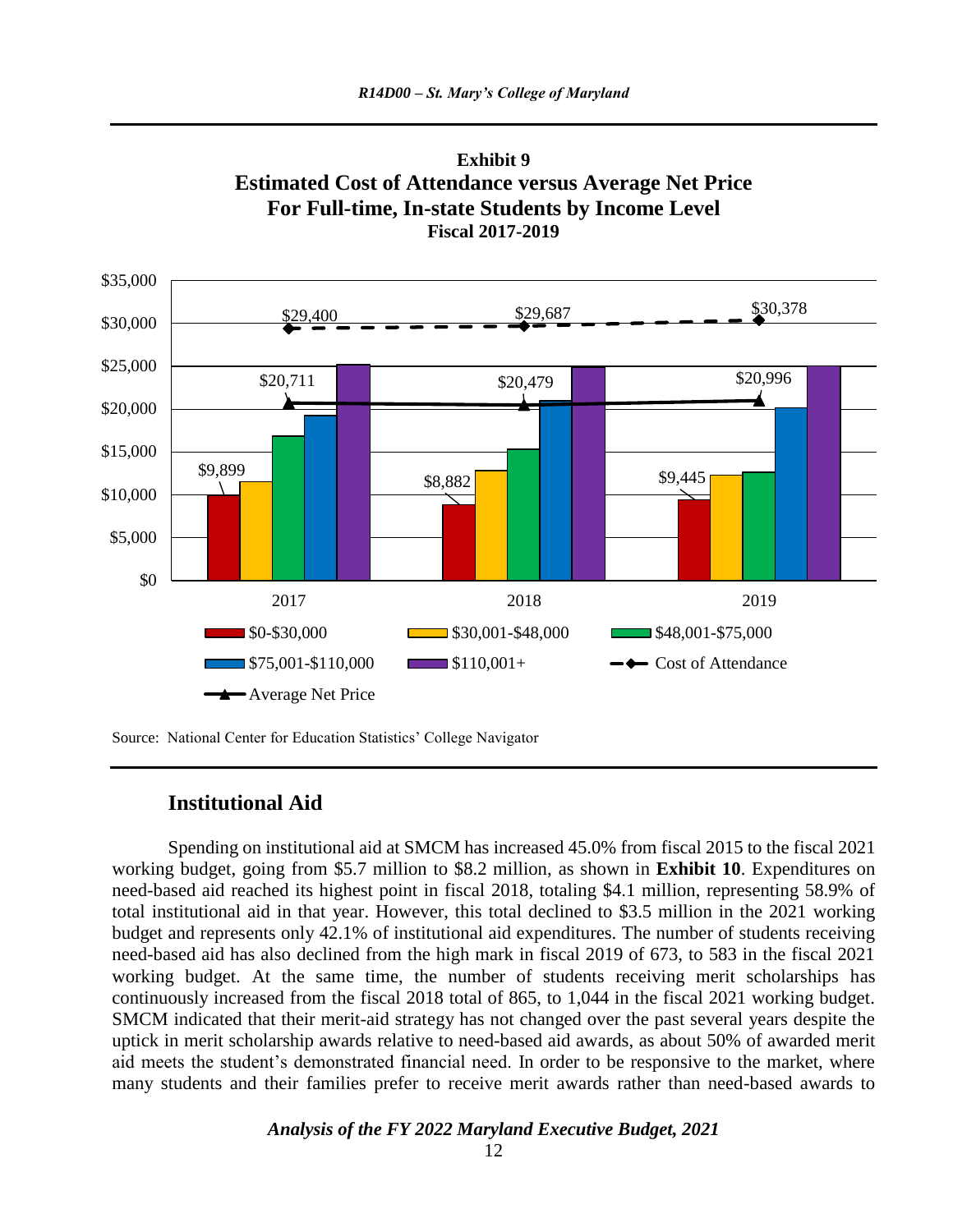**Exhibit 9**
**Estimated Cost of Attendance versus Average Net Price**
**For Full-time, In-state Students by Income Level**
**Fiscal 2017-2019**

Source: National Center for Education Statistics' College Navigator

## Institutional Aid

Spending on institutional aid at SMCM has increased 45.0% from fiscal 2015 to the fiscal 2021 working budget, going from $5.7 million to $8.2 million, as shown in **Exhibit 10**. Expenditures on need-based aid reached its highest point in fiscal 2018, totaling $4.1 million, representing 58.9% of total institutional aid in that year. However, this total declined to $3.5 million in the 2021 working budget and represents only 42.1% of institutional aid expenditures. The number of students receiving need-based aid has also declined from the high mark in fiscal 2019 of 673, to 583 in the fiscal 2021 working budget. At the same time, the number of students receiving merit scholarships has continuously increased from the fiscal 2018 total of 865, to 1,044 in the fiscal 2021 working budget. SMCM indicated that their merit-aid strategy has not changed over the past several years despite the uptick in merit scholarship awards relative to need-based aid awards, as about 50% of awarded merit aid meets the student's demonstrated financial need. In order to be responsive to the market, where many students and their families prefer to receive merit awards rather than need-based awards to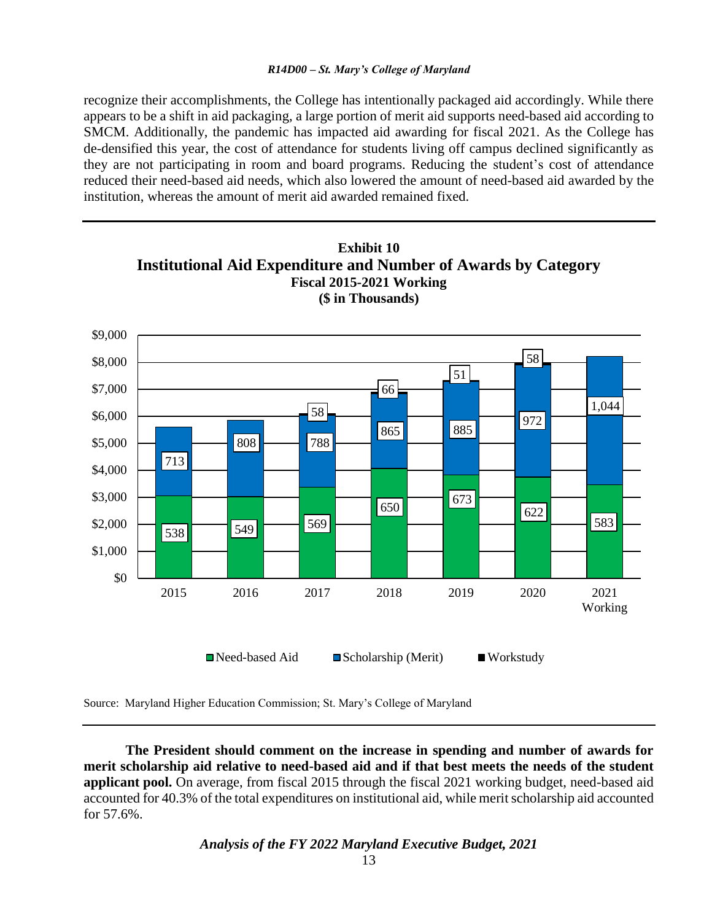recognize their accomplishments, the College has intentionally packaged aid accordingly. While there appears to be a shift in aid packaging, a large portion of merit aid supports need-based aid according to SMCM. Additionally, the pandemic has impacted aid awarding for fiscal 2021. As the College has de-densified this year, the cost of attendance for students living off campus declined significantly as they are not participating in room and board programs. Reducing the student's cost of attendance reduced their need-based aid needs, which also lowered the amount of need-based aid awarded by the institution, whereas the amount of merit aid awarded remained fixed.

**Exhibit 10**
**Institutional Aid Expenditure and Number of Awards by Category**
**Fiscal 2015-2021 Working**
**($ in Thousands)**

Number of awards by category (bar labels):

| | 2015 | 2016 | 2017 | 2018 | 2019 | 2020 | 2021 Working |
|---|---|---|---|---|---|---|---|
| Need-based Aid | 538 | 549 | 569 | 650 | 673 | 622 | 583 |
| Scholarship (Merit) | 713 | 808 | 788 | 865 | 885 | 972 | 1,044 |
| Workstudy | | | 58 | 66 | 51 | 58 | |

Source: Maryland Higher Education Commission; St. Mary's College of Maryland

**The President should comment on the increase in spending and number of awards for merit scholarship aid relative to need-based aid and if that best meets the needs of the student applicant pool.** On average, from fiscal 2015 through the fiscal 2021 working budget, need-based aid accounted for 40.3% of the total expenditures on institutional aid, while merit scholarship aid accounted for 57.6%.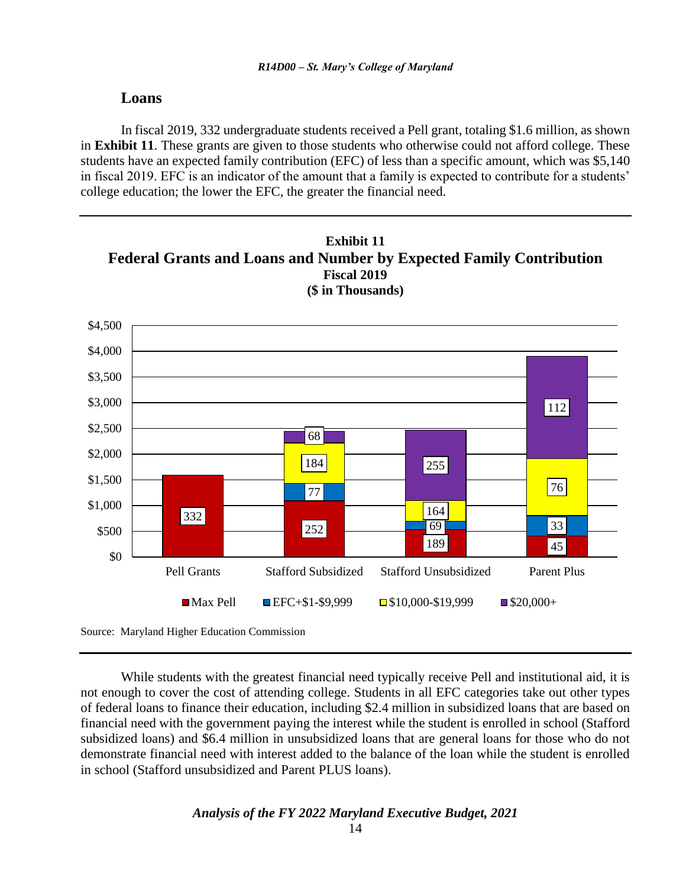## Loans

In fiscal 2019, 332 undergraduate students received a Pell grant, totaling $1.6 million, as shown in **Exhibit 11**. These grants are given to those students who otherwise could not afford college. These students have an expected family contribution (EFC) of less than a specific amount, which was $5,140 in fiscal 2019. EFC is an indicator of the amount that a family is expected to contribute for a students' college education; the lower the EFC, the greater the financial need.

**Exhibit 11**
**Federal Grants and Loans and Number by Expected Family Contribution**
**Fiscal 2019**
**($ in Thousands)**

| | Pell Grants | Stafford Subsidized | Stafford Unsubsidized | Parent Plus |
|---|---|---|---|---|
| Max Pell | 332 | 252 | 189 | 45 |
| EFC+$1-$9,999 | | 77 | 69 | 33 |
| $10,000-$19,999 | | 184 | 164 | 76 |
| $20,000+ | | 68 | 255 | 112 |

Source: Maryland Higher Education Commission

While students with the greatest financial need typically receive Pell and institutional aid, it is not enough to cover the cost of attending college. Students in all EFC categories take out other types of federal loans to finance their education, including $2.4 million in subsidized loans that are based on financial need with the government paying the interest while the student is enrolled in school (Stafford subsidized loans) and $6.4 million in unsubsidized loans that are general loans for those who do not demonstrate financial need with interest added to the balance of the loan while the student is enrolled in school (Stafford unsubsidized and Parent PLUS loans).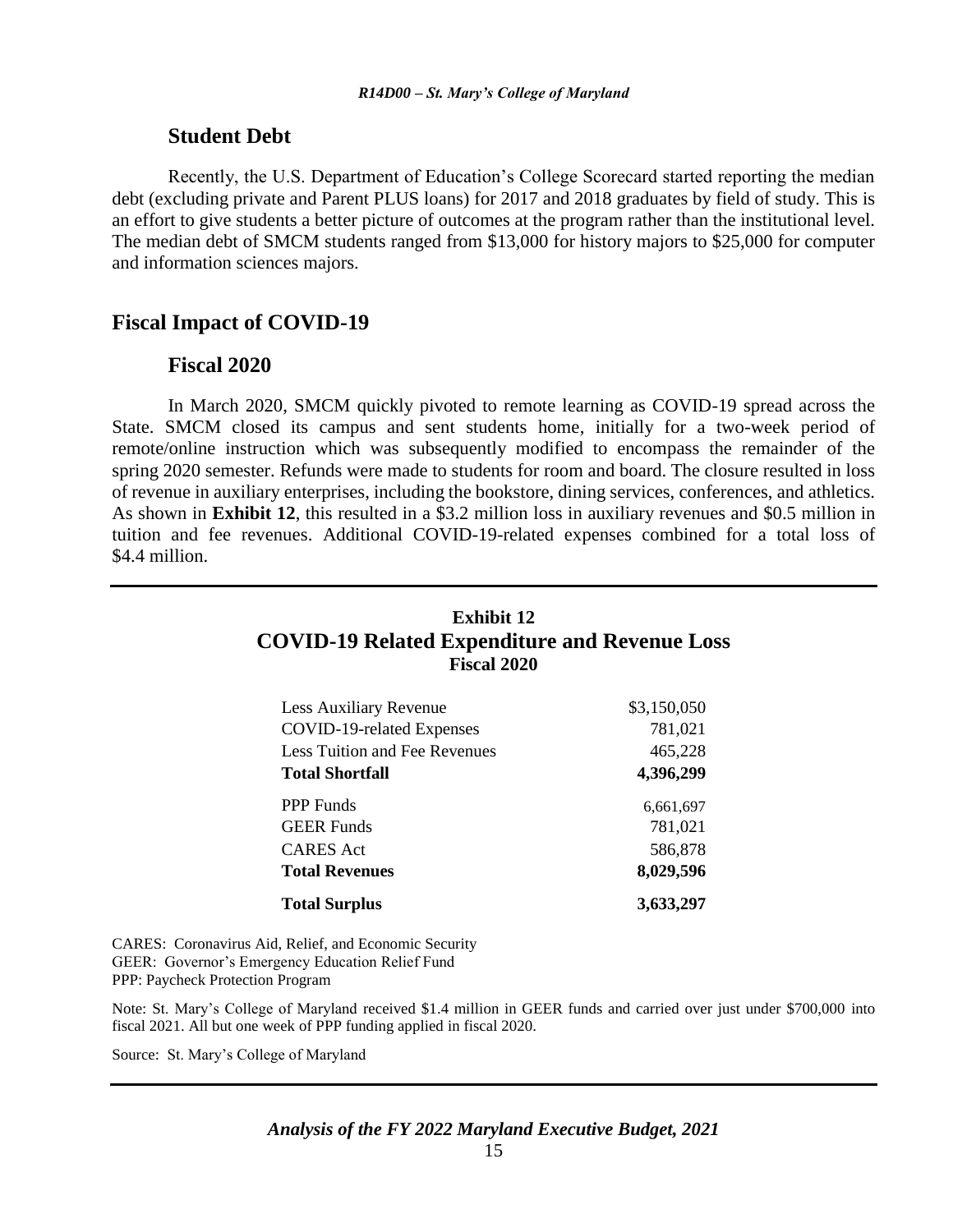### Student Debt

Recently, the U.S. Department of Education's College Scorecard started reporting the median debt (excluding private and Parent PLUS loans) for 2017 and 2018 graduates by field of study. This is an effort to give students a better picture of outcomes at the program rather than the institutional level. The median debt of SMCM students ranged from $13,000 for history majors to $25,000 for computer and information sciences majors.

## Fiscal Impact of COVID-19

### Fiscal 2020

In March 2020, SMCM quickly pivoted to remote learning as COVID-19 spread across the State. SMCM closed its campus and sent students home, initially for a two-week period of remote/online instruction which was subsequently modified to encompass the remainder of the spring 2020 semester. Refunds were made to students for room and board. The closure resulted in loss of revenue in auxiliary enterprises, including the bookstore, dining services, conferences, and athletics. As shown in **Exhibit 12**, this resulted in a $3.2 million loss in auxiliary revenues and $0.5 million in tuition and fee revenues. Additional COVID-19-related expenses combined for a total loss of $4.4 million.

**Exhibit 12**
**COVID-19 Related Expenditure and Revenue Loss**
**Fiscal 2020**

| | |
|---|---:|
| Less Auxiliary Revenue | $3,150,050 |
| COVID-19-related Expenses | 781,021 |
| Less Tuition and Fee Revenues | 465,228 |
| **Total Shortfall** | **4,396,299** |
| PPP Funds | 6,661,697 |
| GEER Funds | 781,021 |
| CARES Act | 586,878 |
| **Total Revenues** | **8,029,596** |
| **Total Surplus** | **3,633,297** |

CARES: Coronavirus Aid, Relief, and Economic Security
GEER: Governor's Emergency Education Relief Fund
PPP: Paycheck Protection Program

Note: St. Mary's College of Maryland received $1.4 million in GEER funds and carried over just under $700,000 into fiscal 2021. All but one week of PPP funding applied in fiscal 2020.

Source: St. Mary's College of Maryland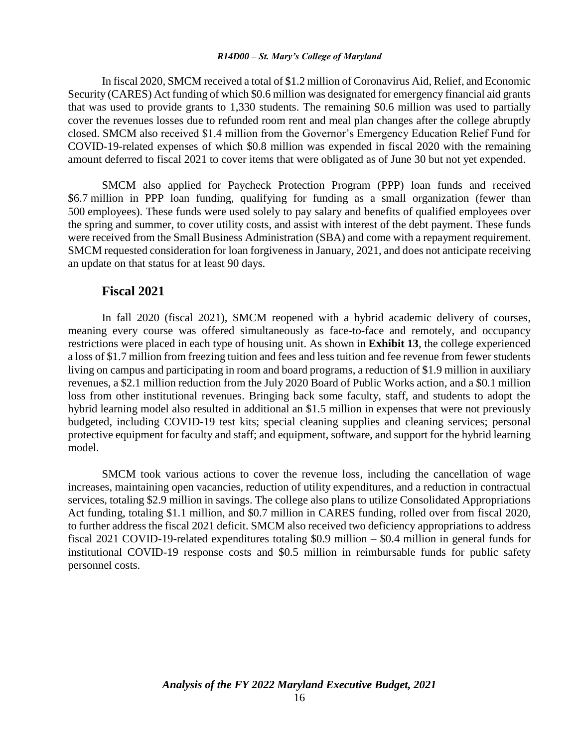In fiscal 2020, SMCM received a total of $1.2 million of Coronavirus Aid, Relief, and Economic Security (CARES) Act funding of which $0.6 million was designated for emergency financial aid grants that was used to provide grants to 1,330 students. The remaining $0.6 million was used to partially cover the revenues losses due to refunded room rent and meal plan changes after the college abruptly closed. SMCM also received $1.4 million from the Governor's Emergency Education Relief Fund for COVID-19-related expenses of which $0.8 million was expended in fiscal 2020 with the remaining amount deferred to fiscal 2021 to cover items that were obligated as of June 30 but not yet expended.

SMCM also applied for Paycheck Protection Program (PPP) loan funds and received $6.7 million in PPP loan funding, qualifying for funding as a small organization (fewer than 500 employees). These funds were used solely to pay salary and benefits of qualified employees over the spring and summer, to cover utility costs, and assist with interest of the debt payment. These funds were received from the Small Business Administration (SBA) and come with a repayment requirement. SMCM requested consideration for loan forgiveness in January, 2021, and does not anticipate receiving an update on that status for at least 90 days.

## Fiscal 2021

In fall 2020 (fiscal 2021), SMCM reopened with a hybrid academic delivery of courses, meaning every course was offered simultaneously as face-to-face and remotely, and occupancy restrictions were placed in each type of housing unit. As shown in **Exhibit 13**, the college experienced a loss of $1.7 million from freezing tuition and fees and less tuition and fee revenue from fewer students living on campus and participating in room and board programs, a reduction of $1.9 million in auxiliary revenues, a $2.1 million reduction from the July 2020 Board of Public Works action, and a $0.1 million loss from other institutional revenues. Bringing back some faculty, staff, and students to adopt the hybrid learning model also resulted in additional an $1.5 million in expenses that were not previously budgeted, including COVID-19 test kits; special cleaning supplies and cleaning services; personal protective equipment for faculty and staff; and equipment, software, and support for the hybrid learning model.

SMCM took various actions to cover the revenue loss, including the cancellation of wage increases, maintaining open vacancies, reduction of utility expenditures, and a reduction in contractual services, totaling $2.9 million in savings. The college also plans to utilize Consolidated Appropriations Act funding, totaling $1.1 million, and $0.7 million in CARES funding, rolled over from fiscal 2020, to further address the fiscal 2021 deficit. SMCM also received two deficiency appropriations to address fiscal 2021 COVID-19-related expenditures totaling $0.9 million – $0.4 million in general funds for institutional COVID-19 response costs and $0.5 million in reimbursable funds for public safety personnel costs.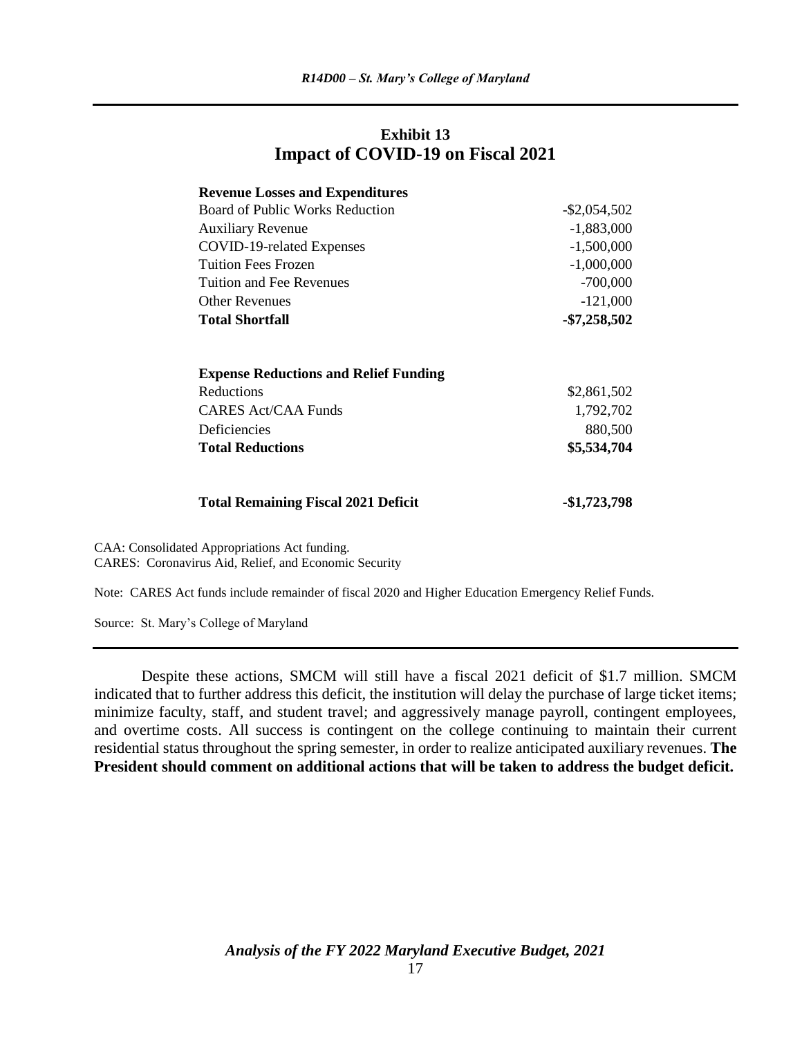### Exhibit 13
### Impact of COVID-19 on Fiscal 2021

| | |
|---|---:|
| **Revenue Losses and Expenditures** | |
| Board of Public Works Reduction | -$2,054,502 |
| Auxiliary Revenue | -1,883,000 |
| COVID-19-related Expenses | -1,500,000 |
| Tuition Fees Frozen | -1,000,000 |
| Tuition and Fee Revenues | -700,000 |
| Other Revenues | -121,000 |
| **Total Shortfall** | **-$7,258,502** |
| | |
| **Expense Reductions and Relief Funding** | |
| Reductions | $2,861,502 |
| CARES Act/CAA Funds | 1,792,702 |
| Deficiencies | 880,500 |
| **Total Reductions** | **$5,534,704** |
| | |
| **Total Remaining Fiscal 2021 Deficit** | **-$1,723,798** |

CAA: Consolidated Appropriations Act funding.
CARES: Coronavirus Aid, Relief, and Economic Security

Note: CARES Act funds include remainder of fiscal 2020 and Higher Education Emergency Relief Funds.

Source: St. Mary's College of Maryland

Despite these actions, SMCM will still have a fiscal 2021 deficit of $1.7 million. SMCM indicated that to further address this deficit, the institution will delay the purchase of large ticket items; minimize faculty, staff, and student travel; and aggressively manage payroll, contingent employees, and overtime costs. All success is contingent on the college continuing to maintain their current residential status throughout the spring semester, in order to realize anticipated auxiliary revenues. **The President should comment on additional actions that will be taken to address the budget deficit.**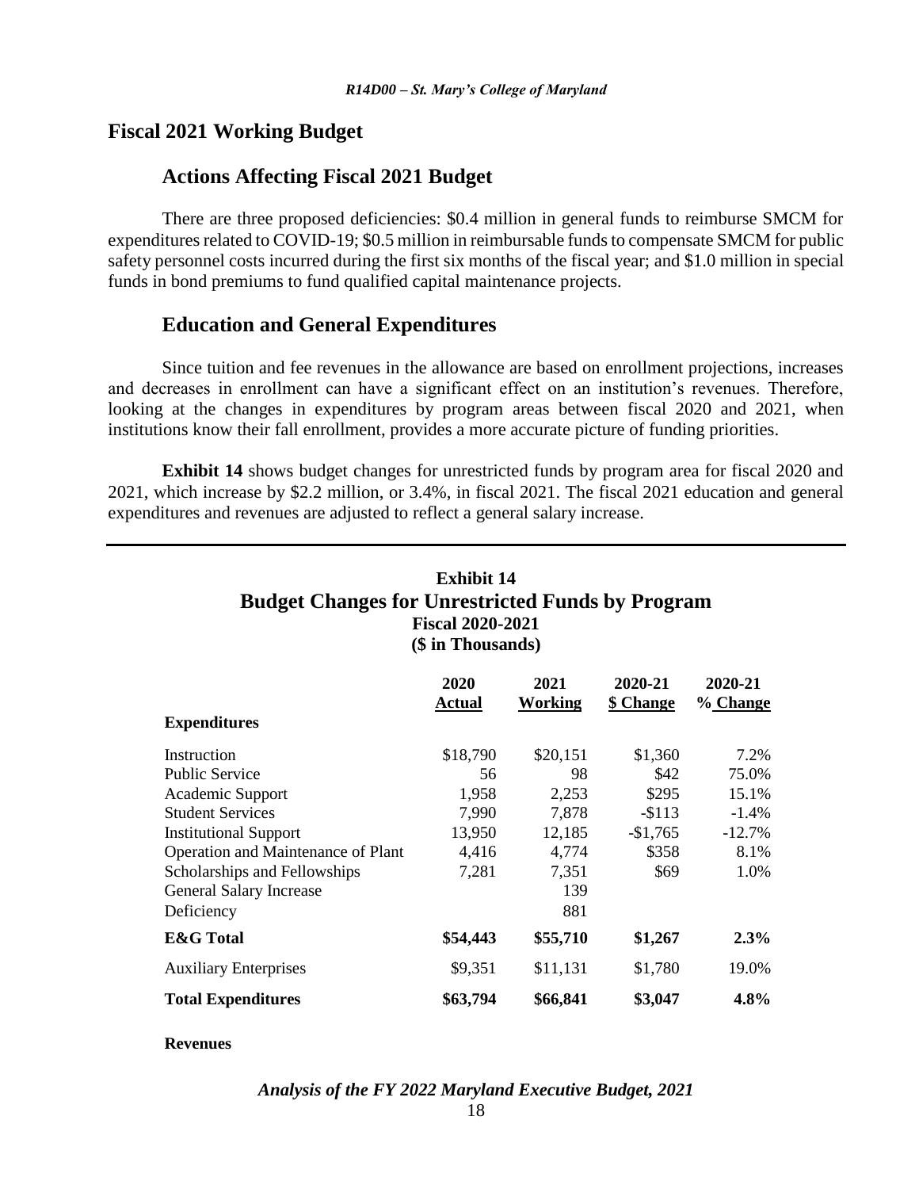## Fiscal 2021 Working Budget

### Actions Affecting Fiscal 2021 Budget

There are three proposed deficiencies: $0.4 million in general funds to reimburse SMCM for expenditures related to COVID-19; $0.5 million in reimbursable funds to compensate SMCM for public safety personnel costs incurred during the first six months of the fiscal year; and $1.0 million in special funds in bond premiums to fund qualified capital maintenance projects.

### Education and General Expenditures

Since tuition and fee revenues in the allowance are based on enrollment projections, increases and decreases in enrollment can have a significant effect on an institution's revenues. Therefore, looking at the changes in expenditures by program areas between fiscal 2020 and 2021, when institutions know their fall enrollment, provides a more accurate picture of funding priorities.

**Exhibit 14** shows budget changes for unrestricted funds by program area for fiscal 2020 and 2021, which increase by $2.2 million, or 3.4%, in fiscal 2021. The fiscal 2021 education and general expenditures and revenues are adjusted to reflect a general salary increase.

**Exhibit 14**
**Budget Changes for Unrestricted Funds by Program**
**Fiscal 2020-2021**
**($ in Thousands)**

| | 2020 Actual | 2021 Working | 2020-21 $ Change | 2020-21 % Change |
|---|---|---|---|---|
| **Expenditures** | | | | |
| Instruction | $18,790 | $20,151 | $1,360 | 7.2% |
| Public Service | 56 | 98 | $42 | 75.0% |
| Academic Support | 1,958 | 2,253 | $295 | 15.1% |
| Student Services | 7,990 | 7,878 | -$113 | -1.4% |
| Institutional Support | 13,950 | 12,185 | -$1,765 | -12.7% |
| Operation and Maintenance of Plant | 4,416 | 4,774 | $358 | 8.1% |
| Scholarships and Fellowships | 7,281 | 7,351 | $69 | 1.0% |
| General Salary Increase | | 139 | | |
| Deficiency | | 881 | | |
| **E&G Total** | **$54,443** | **$55,710** | **$1,267** | **2.3%** |
| Auxiliary Enterprises | $9,351 | $11,131 | $1,780 | 19.0% |
| **Total Expenditures** | **$63,794** | **$66,841** | **$3,047** | **4.8%** |
| **Revenues** | | | | |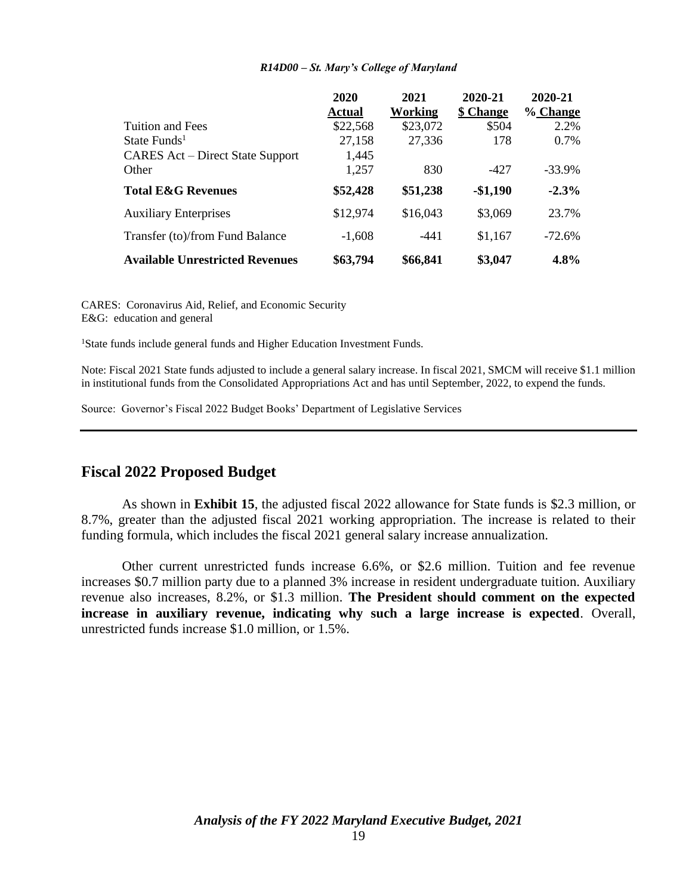| | 2020 Actual | 2021 Working | 2020-21 $ Change | 2020-21 % Change |
|---|---|---|---|---|
| Tuition and Fees | $22,568 | $23,072 | $504 | 2.2% |
| State Funds[1] | 27,158 | 27,336 | 178 | 0.7% |
| CARES Act – Direct State Support | 1,445 | | | |
| Other | 1,257 | 830 | -427 | -33.9% |
| **Total E&G Revenues** | **$52,428** | **$51,238** | **-$1,190** | **-2.3%** |
| Auxiliary Enterprises | $12,974 | $16,043 | $3,069 | 23.7% |
| Transfer (to)/from Fund Balance | -1,608 | -441 | $1,167 | -72.6% |
| **Available Unrestricted Revenues** | **$63,794** | **$66,841** | **$3,047** | **4.8%** |

CARES: Coronavirus Aid, Relief, and Economic Security
E&G: education and general

[1]State funds include general funds and Higher Education Investment Funds.

Note: Fiscal 2021 State funds adjusted to include a general salary increase. In fiscal 2021, SMCM will receive $1.1 million in institutional funds from the Consolidated Appropriations Act and has until September, 2022, to expend the funds.

Source: Governor's Fiscal 2022 Budget Books' Department of Legislative Services

## Fiscal 2022 Proposed Budget

As shown in **Exhibit 15**, the adjusted fiscal 2022 allowance for State funds is $2.3 million, or 8.7%, greater than the adjusted fiscal 2021 working appropriation. The increase is related to their funding formula, which includes the fiscal 2021 general salary increase annualization.

Other current unrestricted funds increase 6.6%, or $2.6 million. Tuition and fee revenue increases $0.7 million party due to a planned 3% increase in resident undergraduate tuition. Auxiliary revenue also increases, 8.2%, or $1.3 million. **The President should comment on the expected increase in auxiliary revenue, indicating why such a large increase is expected**. Overall, unrestricted funds increase $1.0 million, or 1.5%.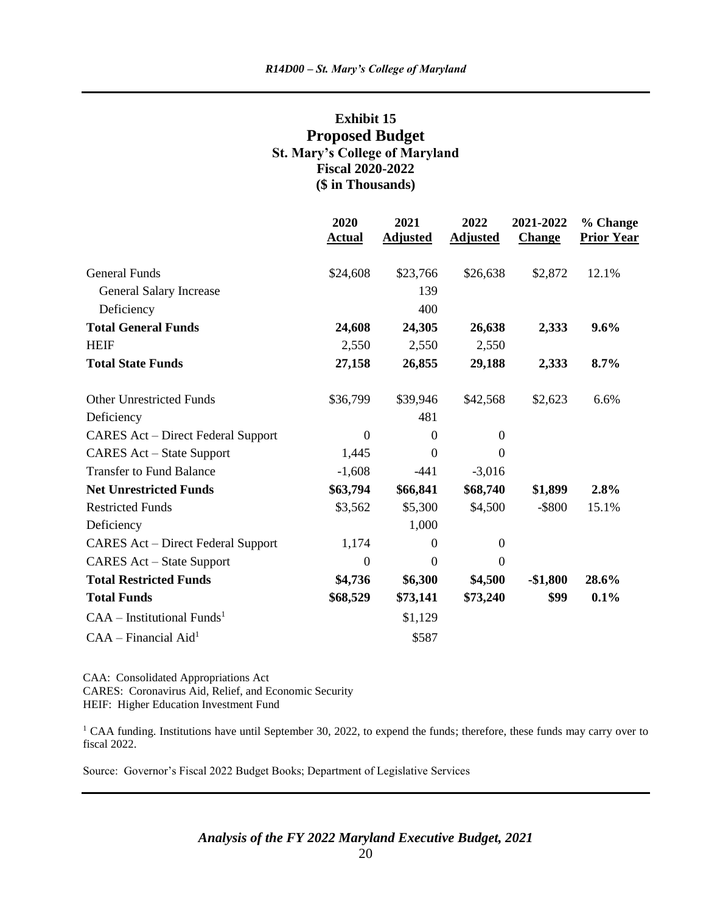**Exhibit 15**
## Proposed Budget
**St. Mary's College of Maryland**
**Fiscal 2020-2022**
**($ in Thousands)**

| | 2020 Actual | 2021 Adjusted | 2022 Adjusted | 2021-2022 Change | % Change Prior Year |
|---|---|---|---|---|---|
| General Funds | $24,608 | $23,766 | $26,638 | $2,872 | 12.1% |
| General Salary Increase | | 139 | | | |
| Deficiency | | 400 | | | |
| **Total General Funds** | **24,608** | **24,305** | **26,638** | **2,333** | **9.6%** |
| HEIF | 2,550 | 2,550 | 2,550 | | |
| **Total State Funds** | **27,158** | **26,855** | **29,188** | **2,333** | **8.7%** |
| Other Unrestricted Funds | $36,799 | $39,946 | $42,568 | $2,623 | 6.6% |
| Deficiency | | 481 | | | |
| CARES Act – Direct Federal Support | 0 | 0 | 0 | | |
| CARES Act – State Support | 1,445 | 0 | 0 | | |
| Transfer to Fund Balance | -1,608 | -441 | -3,016 | | |
| **Net Unrestricted Funds** | **$63,794** | **$66,841** | **$68,740** | **$1,899** | **2.8%** |
| Restricted Funds | $3,562 | $5,300 | $4,500 | -$800 | 15.1% |
| Deficiency | | 1,000 | | | |
| CARES Act – Direct Federal Support | 1,174 | 0 | 0 | | |
| CARES Act – State Support | 0 | 0 | 0 | | |
| **Total Restricted Funds** | **$4,736** | **$6,300** | **$4,500** | **-$1,800** | **28.6%** |
| **Total Funds** | **$68,529** | **$73,141** | **$73,240** | **$99** | **0.1%** |
| CAA – Institutional Funds[1] | | $1,129 | | | |
| CAA – Financial Aid[1] | | $587 | | | |

CAA: Consolidated Appropriations Act
CARES: Coronavirus Aid, Relief, and Economic Security
HEIF: Higher Education Investment Fund

[1] CAA funding. Institutions have until September 30, 2022, to expend the funds; therefore, these funds may carry over to fiscal 2022.

Source: Governor's Fiscal 2022 Budget Books; Department of Legislative Services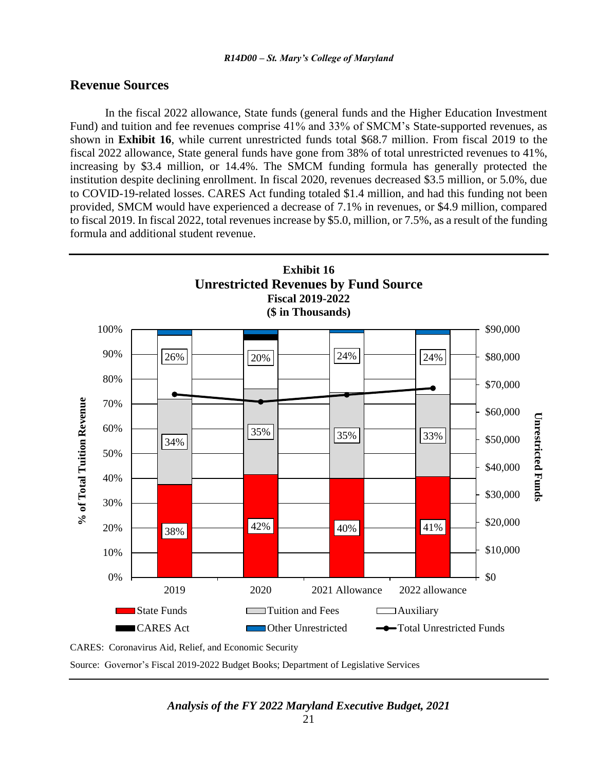## Revenue Sources

In the fiscal 2022 allowance, State funds (general funds and the Higher Education Investment Fund) and tuition and fee revenues comprise 41% and 33% of SMCM's State-supported revenues, as shown in **Exhibit 16**, while current unrestricted funds total $68.7 million. From fiscal 2019 to the fiscal 2022 allowance, State general funds have gone from 38% of total unrestricted revenues to 41%, increasing by $3.4 million, or 14.4%. The SMCM funding formula has generally protected the institution despite declining enrollment. In fiscal 2020, revenues decreased $3.5 million, or 5.0%, due to COVID-19-related losses. CARES Act funding totaled $1.4 million, and had this funding not been provided, SMCM would have experienced a decrease of 7.1% in revenues, or $4.9 million, compared to fiscal 2019. In fiscal 2022, total revenues increase by $5.0, million, or 7.5%, as a result of the funding formula and additional student revenue.

**Exhibit 16**
**Unrestricted Revenues by Fund Source**
**Fiscal 2019-2022**
**($ in Thousands)**

| | 2019 | 2020 | 2021 Allowance | 2022 allowance |
|---|---|---|---|---|
| State Funds | 38% | 42% | 40% | 41% |
| Tuition and Fees | 34% | 35% | 35% | 33% |
| Auxiliary | 26% | 20% | 24% | 24% |

CARES: Coronavirus Aid, Relief, and Economic Security

Source: Governor's Fiscal 2019-2022 Budget Books; Department of Legislative Services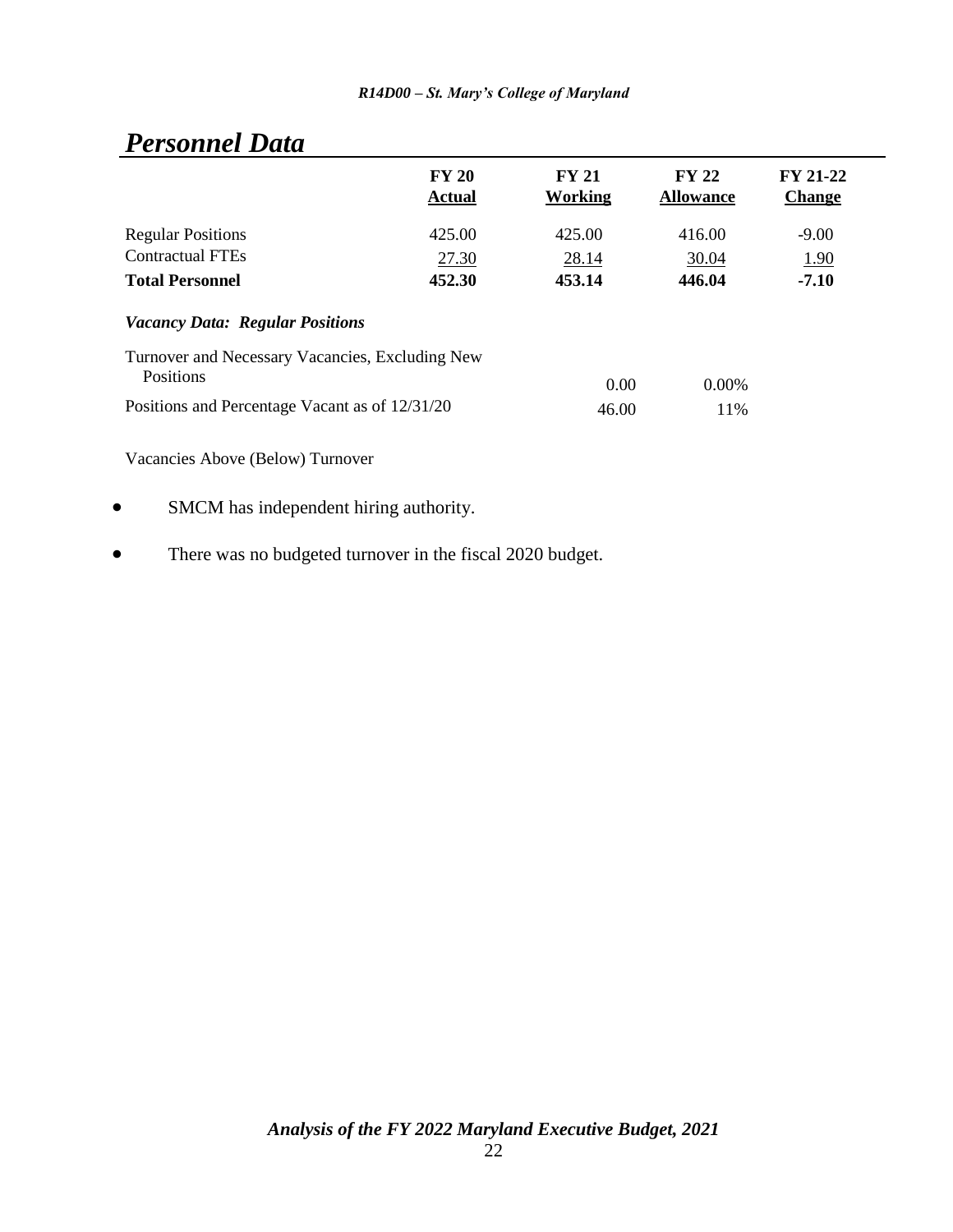## *Personnel Data*

| | FY 20 Actual | FY 21 Working | FY 22 Allowance | FY 21-22 Change |
|---|---|---|---|---|
| Regular Positions | 425.00 | 425.00 | 416.00 | -9.00 |
| Contractual FTEs | 27.30 | 28.14 | 30.04 | 1.90 |
| **Total Personnel** | **452.30** | **453.14** | **446.04** | **-7.10** |
| ***Vacancy Data: Regular Positions*** | | | | |
| Turnover and Necessary Vacancies, Excluding New Positions | | 0.00 | 0.00% | |
| Positions and Percentage Vacant as of 12/31/20 | | 46.00 | 11% | |
| Vacancies Above (Below) Turnover | | | | |

- SMCM has independent hiring authority.
- There was no budgeted turnover in the fiscal 2020 budget.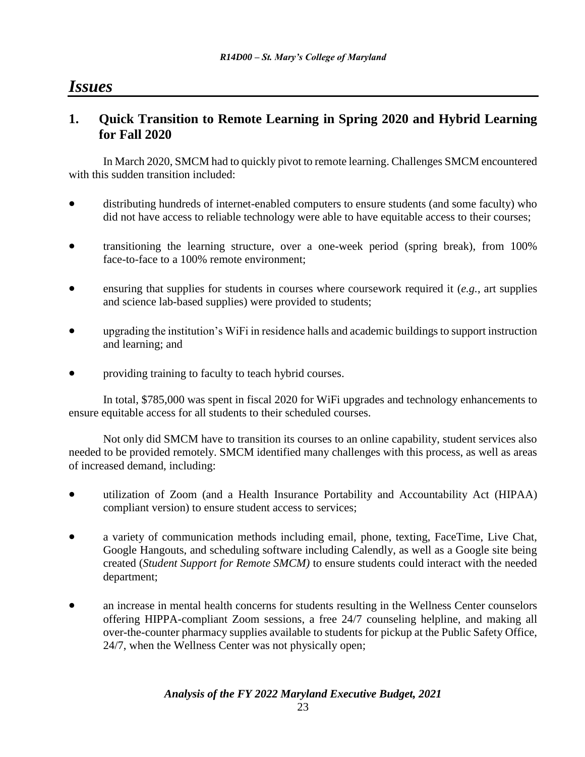# Issues

## 1. Quick Transition to Remote Learning in Spring 2020 and Hybrid Learning for Fall 2020

In March 2020, SMCM had to quickly pivot to remote learning. Challenges SMCM encountered with this sudden transition included:

- distributing hundreds of internet-enabled computers to ensure students (and some faculty) who did not have access to reliable technology were able to have equitable access to their courses;
- transitioning the learning structure, over a one-week period (spring break), from 100% face-to-face to a 100% remote environment;
- ensuring that supplies for students in courses where coursework required it (*e.g.*, art supplies and science lab-based supplies) were provided to students;
- upgrading the institution's WiFi in residence halls and academic buildings to support instruction and learning; and
- providing training to faculty to teach hybrid courses.

In total, $785,000 was spent in fiscal 2020 for WiFi upgrades and technology enhancements to ensure equitable access for all students to their scheduled courses.

Not only did SMCM have to transition its courses to an online capability, student services also needed to be provided remotely. SMCM identified many challenges with this process, as well as areas of increased demand, including:

- utilization of Zoom (and a Health Insurance Portability and Accountability Act (HIPAA) compliant version) to ensure student access to services;
- a variety of communication methods including email, phone, texting, FaceTime, Live Chat, Google Hangouts, and scheduling software including Calendly, as well as a Google site being created (*Student Support for Remote SMCM)* to ensure students could interact with the needed department;
- an increase in mental health concerns for students resulting in the Wellness Center counselors offering HIPPA-compliant Zoom sessions, a free 24/7 counseling helpline, and making all over-the-counter pharmacy supplies available to students for pickup at the Public Safety Office, 24/7, when the Wellness Center was not physically open;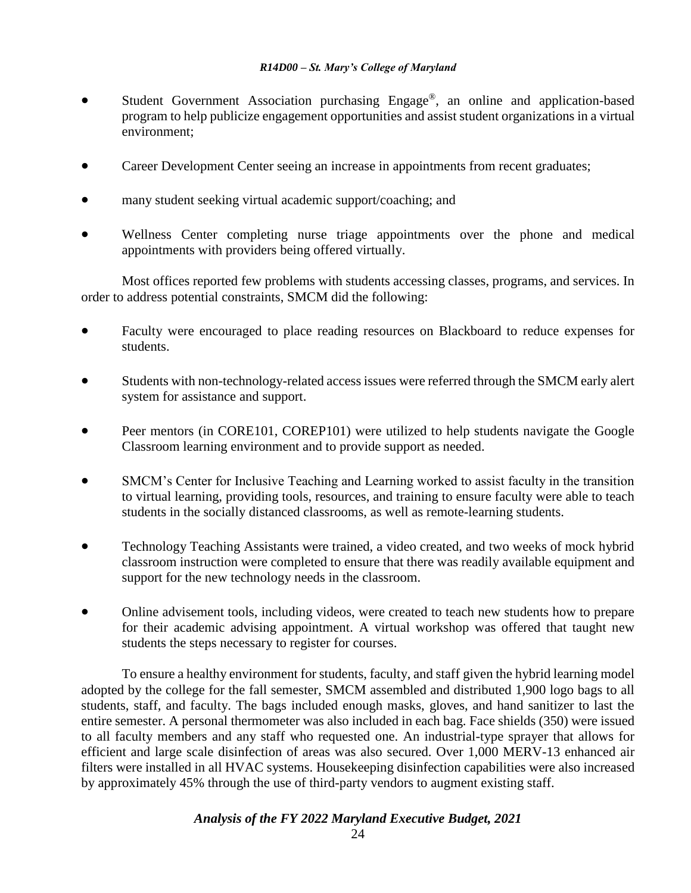- Student Government Association purchasing Engage®, an online and application-based program to help publicize engagement opportunities and assist student organizations in a virtual environment;
- Career Development Center seeing an increase in appointments from recent graduates;
- many student seeking virtual academic support/coaching; and
- Wellness Center completing nurse triage appointments over the phone and medical appointments with providers being offered virtually.

Most offices reported few problems with students accessing classes, programs, and services. In order to address potential constraints, SMCM did the following:

- Faculty were encouraged to place reading resources on Blackboard to reduce expenses for students.
- Students with non-technology-related access issues were referred through the SMCM early alert system for assistance and support.
- Peer mentors (in CORE101, COREP101) were utilized to help students navigate the Google Classroom learning environment and to provide support as needed.
- SMCM's Center for Inclusive Teaching and Learning worked to assist faculty in the transition to virtual learning, providing tools, resources, and training to ensure faculty were able to teach students in the socially distanced classrooms, as well as remote-learning students.
- Technology Teaching Assistants were trained, a video created, and two weeks of mock hybrid classroom instruction were completed to ensure that there was readily available equipment and support for the new technology needs in the classroom.
- Online advisement tools, including videos, were created to teach new students how to prepare for their academic advising appointment. A virtual workshop was offered that taught new students the steps necessary to register for courses.

To ensure a healthy environment for students, faculty, and staff given the hybrid learning model adopted by the college for the fall semester, SMCM assembled and distributed 1,900 logo bags to all students, staff, and faculty. The bags included enough masks, gloves, and hand sanitizer to last the entire semester. A personal thermometer was also included in each bag. Face shields (350) were issued to all faculty members and any staff who requested one. An industrial-type sprayer that allows for efficient and large scale disinfection of areas was also secured. Over 1,000 MERV-13 enhanced air filters were installed in all HVAC systems. Housekeeping disinfection capabilities were also increased by approximately 45% through the use of third-party vendors to augment existing staff.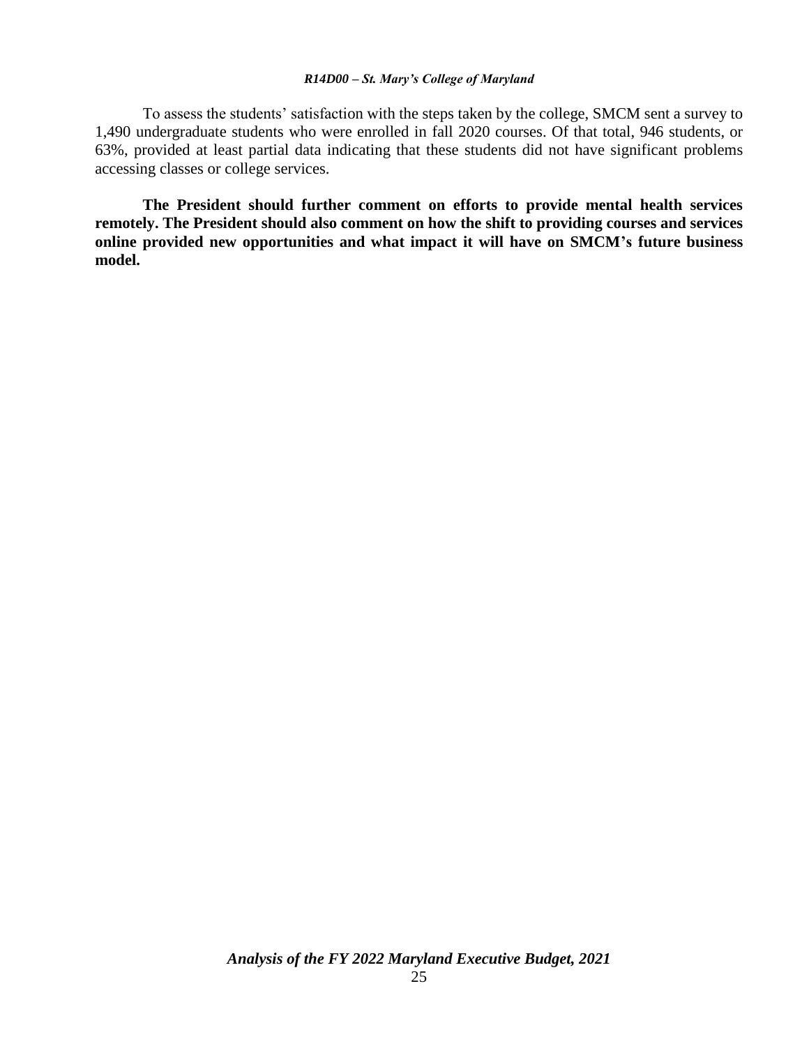To assess the students' satisfaction with the steps taken by the college, SMCM sent a survey to 1,490 undergraduate students who were enrolled in fall 2020 courses. Of that total, 946 students, or 63%, provided at least partial data indicating that these students did not have significant problems accessing classes or college services.

**The President should further comment on efforts to provide mental health services remotely. The President should also comment on how the shift to providing courses and services online provided new opportunities and what impact it will have on SMCM's future business model.**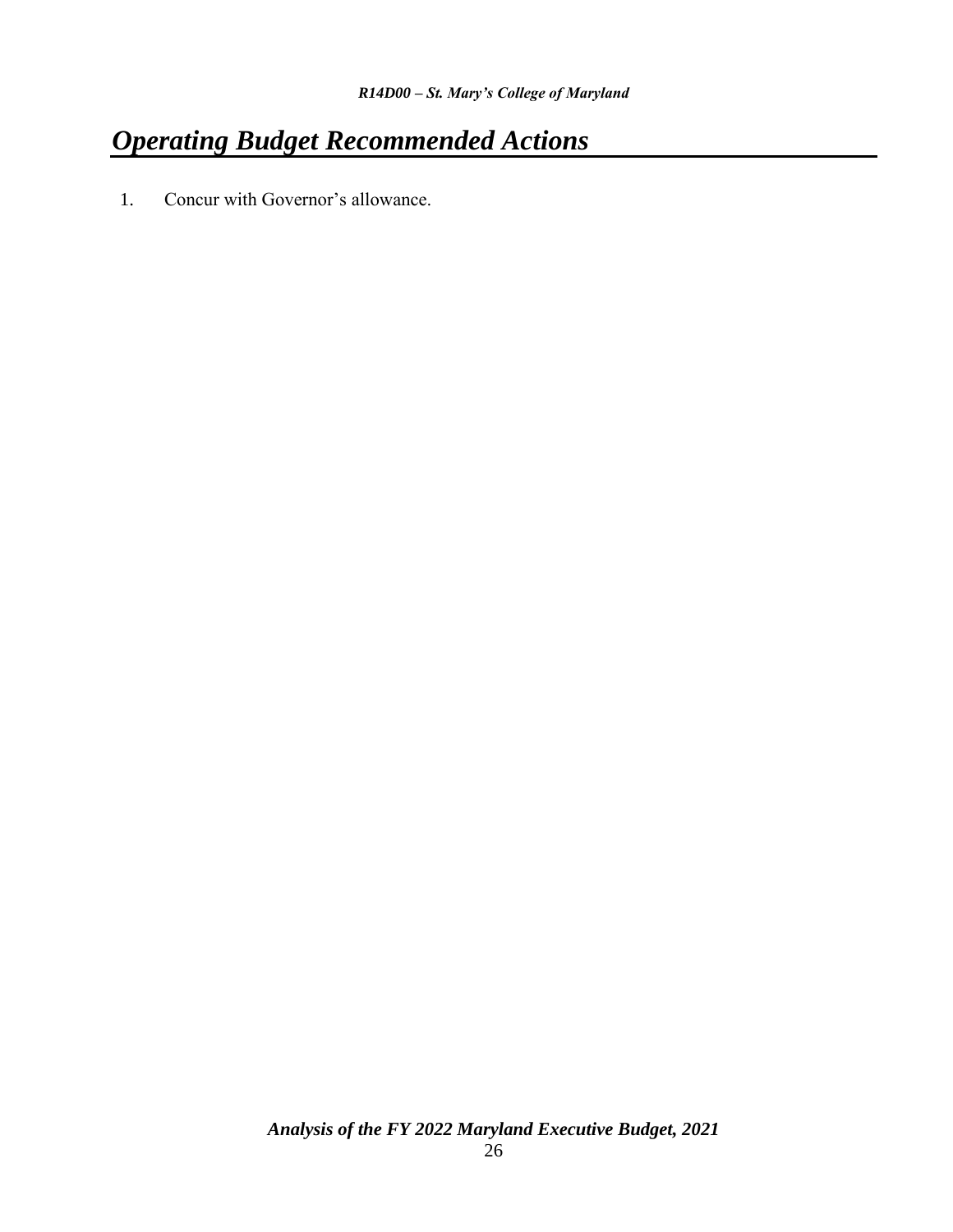# Operating Budget Recommended Actions

1. Concur with Governor's allowance.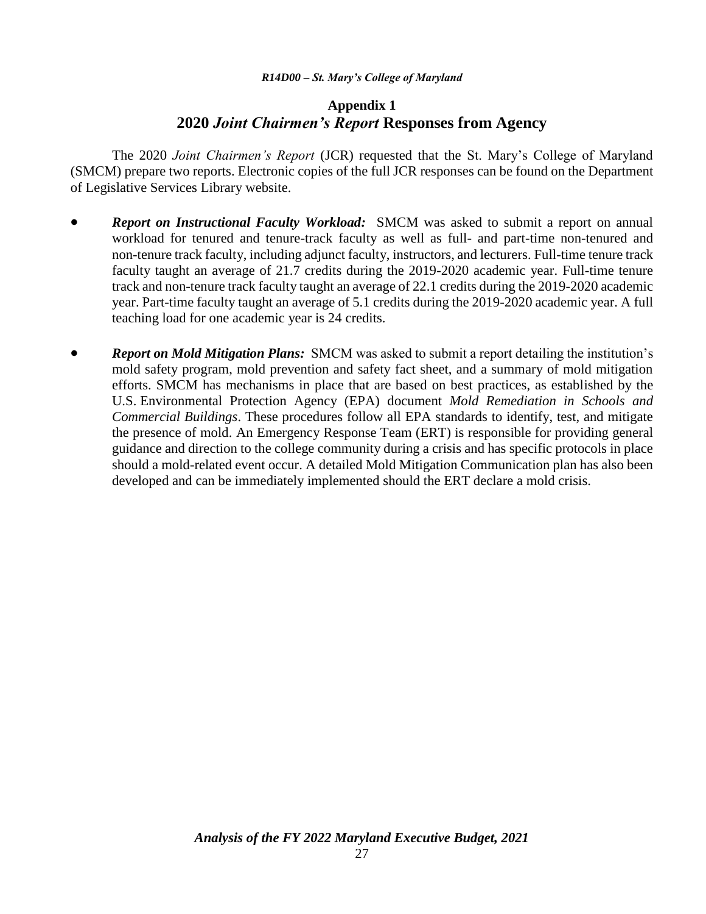# Appendix 1
## 2020 *Joint Chairmen's Report* Responses from Agency

The 2020 *Joint Chairmen's Report* (JCR) requested that the St. Mary's College of Maryland (SMCM) prepare two reports. Electronic copies of the full JCR responses can be found on the Department of Legislative Services Library website.

- ***Report on Instructional Faculty Workload:*** SMCM was asked to submit a report on annual workload for tenured and tenure-track faculty as well as full- and part-time non-tenured and non-tenure track faculty, including adjunct faculty, instructors, and lecturers. Full-time tenure track faculty taught an average of 21.7 credits during the 2019-2020 academic year. Full-time tenure track and non-tenure track faculty taught an average of 22.1 credits during the 2019-2020 academic year. Part-time faculty taught an average of 5.1 credits during the 2019-2020 academic year. A full teaching load for one academic year is 24 credits.

- ***Report on Mold Mitigation Plans:*** SMCM was asked to submit a report detailing the institution's mold safety program, mold prevention and safety fact sheet, and a summary of mold mitigation efforts. SMCM has mechanisms in place that are based on best practices, as established by the U.S. Environmental Protection Agency (EPA) document *Mold Remediation in Schools and Commercial Buildings*. These procedures follow all EPA standards to identify, test, and mitigate the presence of mold. An Emergency Response Team (ERT) is responsible for providing general guidance and direction to the college community during a crisis and has specific protocols in place should a mold-related event occur. A detailed Mold Mitigation Communication plan has also been developed and can be immediately implemented should the ERT declare a mold crisis.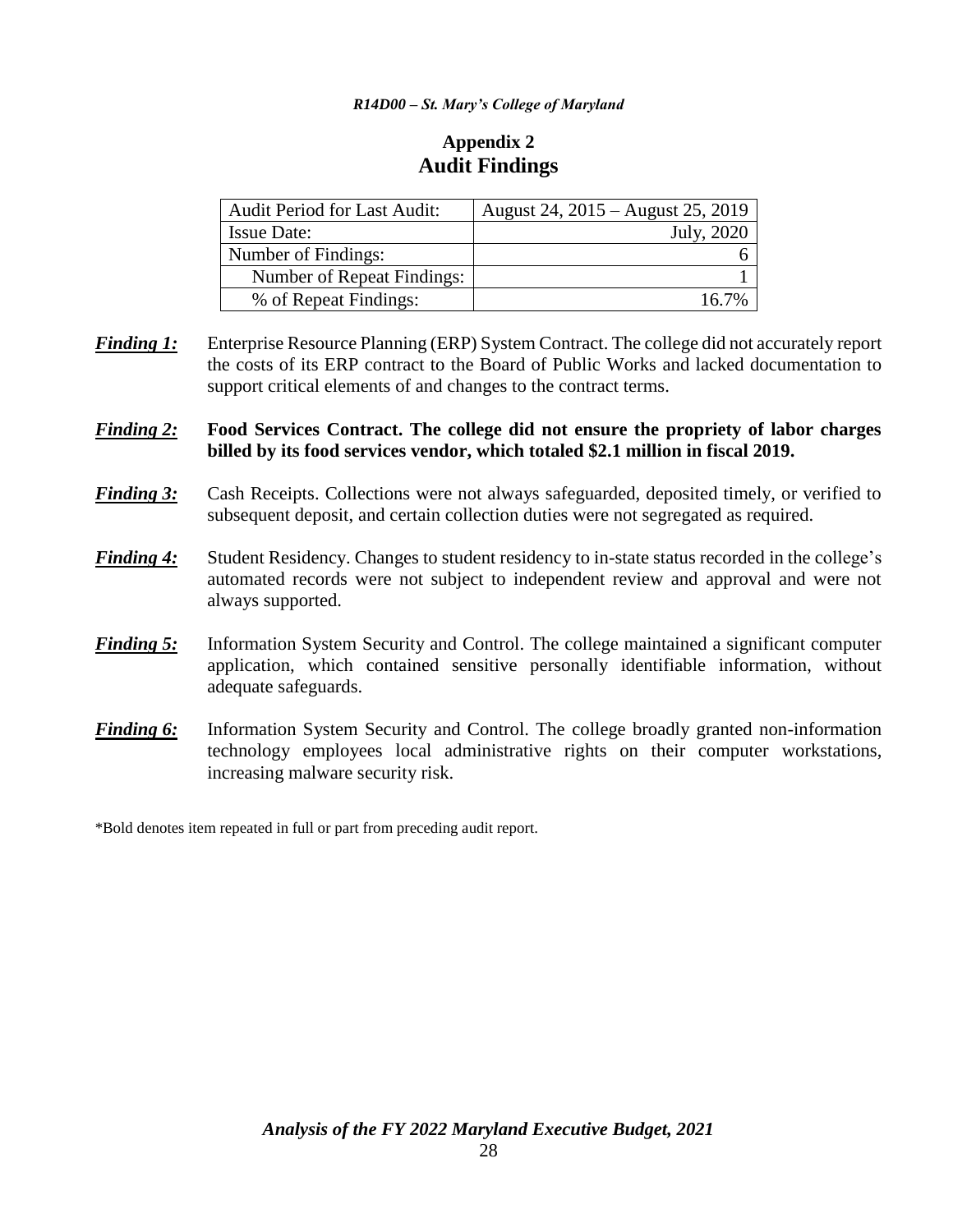## Appendix 2
## Audit Findings

| Audit Period for Last Audit: | August 24, 2015 – August 25, 2019 |
|---|---|
| Issue Date: | July, 2020 |
| Number of Findings: | 6 |
| Number of Repeat Findings: | 1 |
| % of Repeat Findings: | 16.7% |

***Finding 1:*** Enterprise Resource Planning (ERP) System Contract. The college did not accurately report the costs of its ERP contract to the Board of Public Works and lacked documentation to support critical elements of and changes to the contract terms.

***Finding 2:*** **Food Services Contract. The college did not ensure the propriety of labor charges billed by its food services vendor, which totaled $2.1 million in fiscal 2019.**

***Finding 3:*** Cash Receipts. Collections were not always safeguarded, deposited timely, or verified to subsequent deposit, and certain collection duties were not segregated as required.

***Finding 4:*** Student Residency. Changes to student residency to in-state status recorded in the college's automated records were not subject to independent review and approval and were not always supported.

***Finding 5:*** Information System Security and Control. The college maintained a significant computer application, which contained sensitive personally identifiable information, without adequate safeguards.

***Finding 6:*** Information System Security and Control. The college broadly granted non-information technology employees local administrative rights on their computer workstations, increasing malware security risk.

*Bold denotes item repeated in full or part from preceding audit report.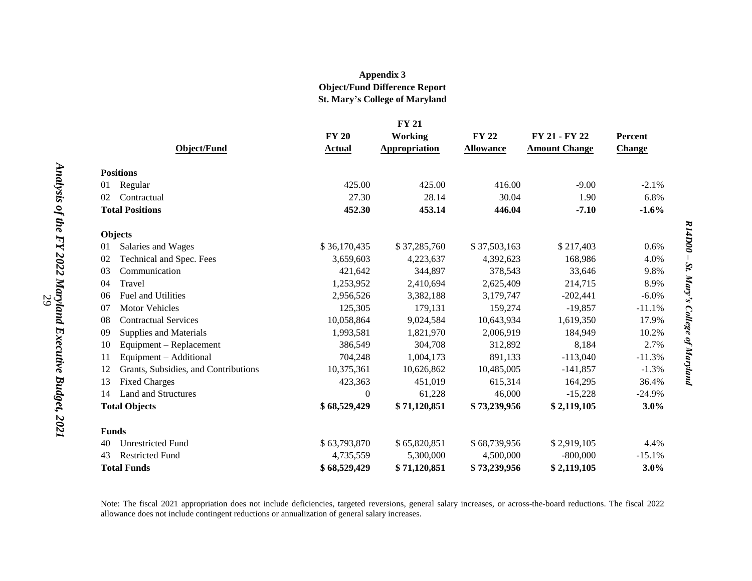**Appendix 3**
**Object/Fund Difference Report**
**St. Mary's College of Maryland**

| Object/Fund | FY 20 Actual | FY 21 Working Appropriation | FY 22 Allowance | FY 21 - FY 22 Amount Change | Percent Change |
|---|---|---|---|---|---|
| **Positions** | | | | | |
| 01 Regular | 425.00 | 425.00 | 416.00 | -9.00 | -2.1% |
| 02 Contractual | 27.30 | 28.14 | 30.04 | 1.90 | 6.8% |
| **Total Positions** | **452.30** | **453.14** | **446.04** | **-7.10** | **-1.6%** |
| **Objects** | | | | | |
| 01 Salaries and Wages | $ 36,170,435 | $ 37,285,760 | $ 37,503,163 | $ 217,403 | 0.6% |
| 02 Technical and Spec. Fees | 3,659,603 | 4,223,637 | 4,392,623 | 168,986 | 4.0% |
| 03 Communication | 421,642 | 344,897 | 378,543 | 33,646 | 9.8% |
| 04 Travel | 1,253,952 | 2,410,694 | 2,625,409 | 214,715 | 8.9% |
| 06 Fuel and Utilities | 2,956,526 | 3,382,188 | 3,179,747 | -202,441 | -6.0% |
| 07 Motor Vehicles | 125,305 | 179,131 | 159,274 | -19,857 | -11.1% |
| 08 Contractual Services | 10,058,864 | 9,024,584 | 10,643,934 | 1,619,350 | 17.9% |
| 09 Supplies and Materials | 1,993,581 | 1,821,970 | 2,006,919 | 184,949 | 10.2% |
| 10 Equipment – Replacement | 386,549 | 304,708 | 312,892 | 8,184 | 2.7% |
| 11 Equipment – Additional | 704,248 | 1,004,173 | 891,133 | -113,040 | -11.3% |
| 12 Grants, Subsidies, and Contributions | 10,375,361 | 10,626,862 | 10,485,005 | -141,857 | -1.3% |
| 13 Fixed Charges | 423,363 | 451,019 | 615,314 | 164,295 | 36.4% |
| 14 Land and Structures | 0 | 61,228 | 46,000 | -15,228 | -24.9% |
| **Total Objects** | **$ 68,529,429** | **$ 71,120,851** | **$ 73,239,956** | **$ 2,119,105** | **3.0%** |
| **Funds** | | | | | |
| 40 Unrestricted Fund | $ 63,793,870 | $ 65,820,851 | $ 68,739,956 | $ 2,919,105 | 4.4% |
| 43 Restricted Fund | 4,735,559 | 5,300,000 | 4,500,000 | -800,000 | -15.1% |
| **Total Funds** | **$ 68,529,429** | **$ 71,120,851** | **$ 73,239,956** | **$ 2,119,105** | **3.0%** |

Note: The fiscal 2021 appropriation does not include deficiencies, targeted reversions, general salary increases, or across-the-board reductions. The fiscal 2022 allowance does not include contingent reductions or annualization of general salary increases.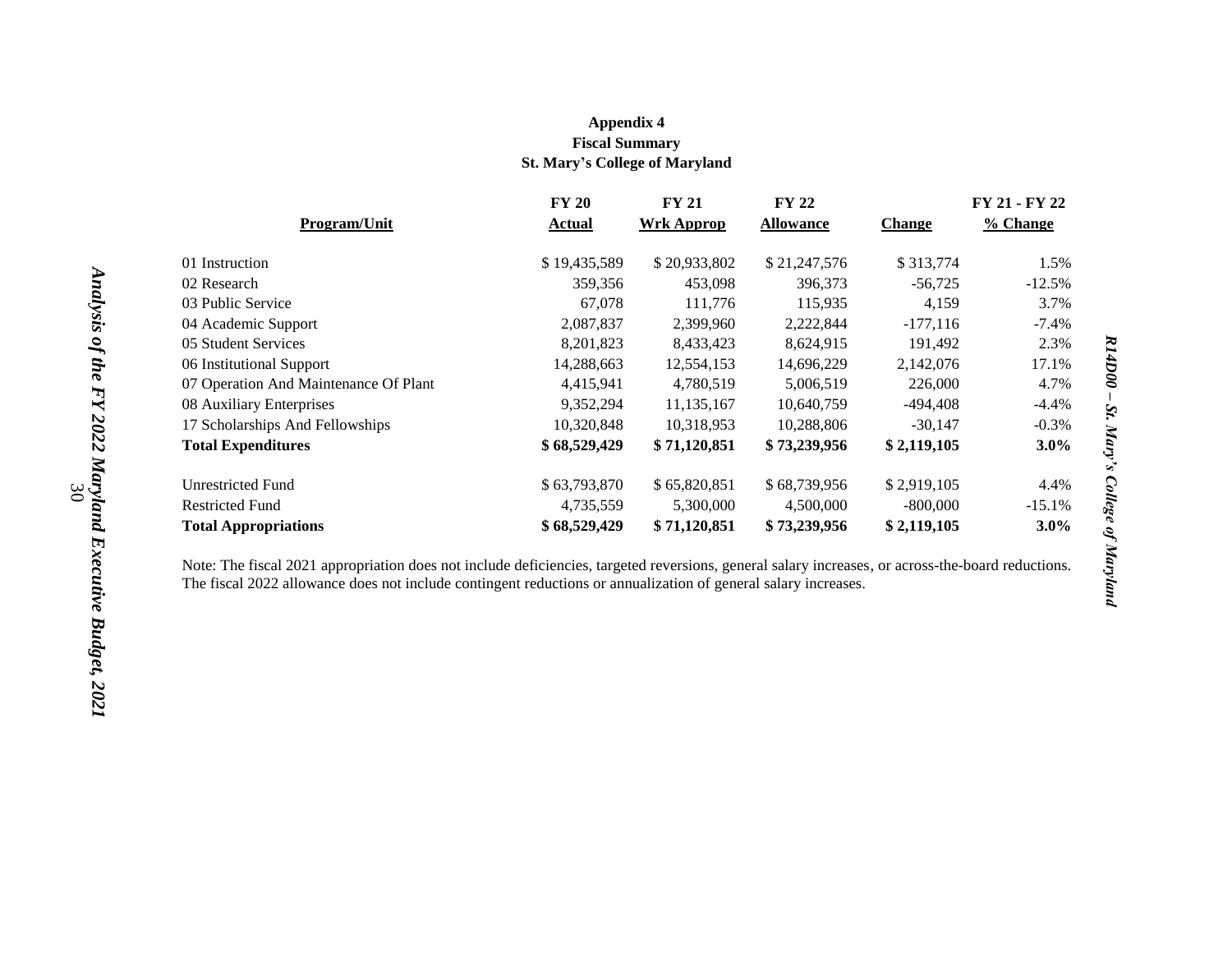**Appendix 4**
**Fiscal Summary**
**St. Mary's College of Maryland**

| Program/Unit | FY 20 Actual | FY 21 Wrk Approp | FY 22 Allowance | Change | FY 21 - FY 22 % Change |
|---|---|---|---|---|---|
| 01 Instruction | $ 19,435,589 | $ 20,933,802 | $ 21,247,576 | $ 313,774 | 1.5% |
| 02 Research | 359,356 | 453,098 | 396,373 | -56,725 | -12.5% |
| 03 Public Service | 67,078 | 111,776 | 115,935 | 4,159 | 3.7% |
| 04 Academic Support | 2,087,837 | 2,399,960 | 2,222,844 | -177,116 | -7.4% |
| 05 Student Services | 8,201,823 | 8,433,423 | 8,624,915 | 191,492 | 2.3% |
| 06 Institutional Support | 14,288,663 | 12,554,153 | 14,696,229 | 2,142,076 | 17.1% |
| 07 Operation And Maintenance Of Plant | 4,415,941 | 4,780,519 | 5,006,519 | 226,000 | 4.7% |
| 08 Auxiliary Enterprises | 9,352,294 | 11,135,167 | 10,640,759 | -494,408 | -4.4% |
| 17 Scholarships And Fellowships | 10,320,848 | 10,318,953 | 10,288,806 | -30,147 | -0.3% |
| **Total Expenditures** | **$ 68,529,429** | **$ 71,120,851** | **$ 73,239,956** | **$ 2,119,105** | **3.0%** |
| | | | | | |
| Unrestricted Fund | $ 63,793,870 | $ 65,820,851 | $ 68,739,956 | $ 2,919,105 | 4.4% |
| Restricted Fund | 4,735,559 | 5,300,000 | 4,500,000 | -800,000 | -15.1% |
| **Total Appropriations** | **$ 68,529,429** | **$ 71,120,851** | **$ 73,239,956** | **$ 2,119,105** | **3.0%** |

Note: The fiscal 2021 appropriation does not include deficiencies, targeted reversions, general salary increases, or across-the-board reductions. The fiscal 2022 allowance does not include contingent reductions or annualization of general salary increases.